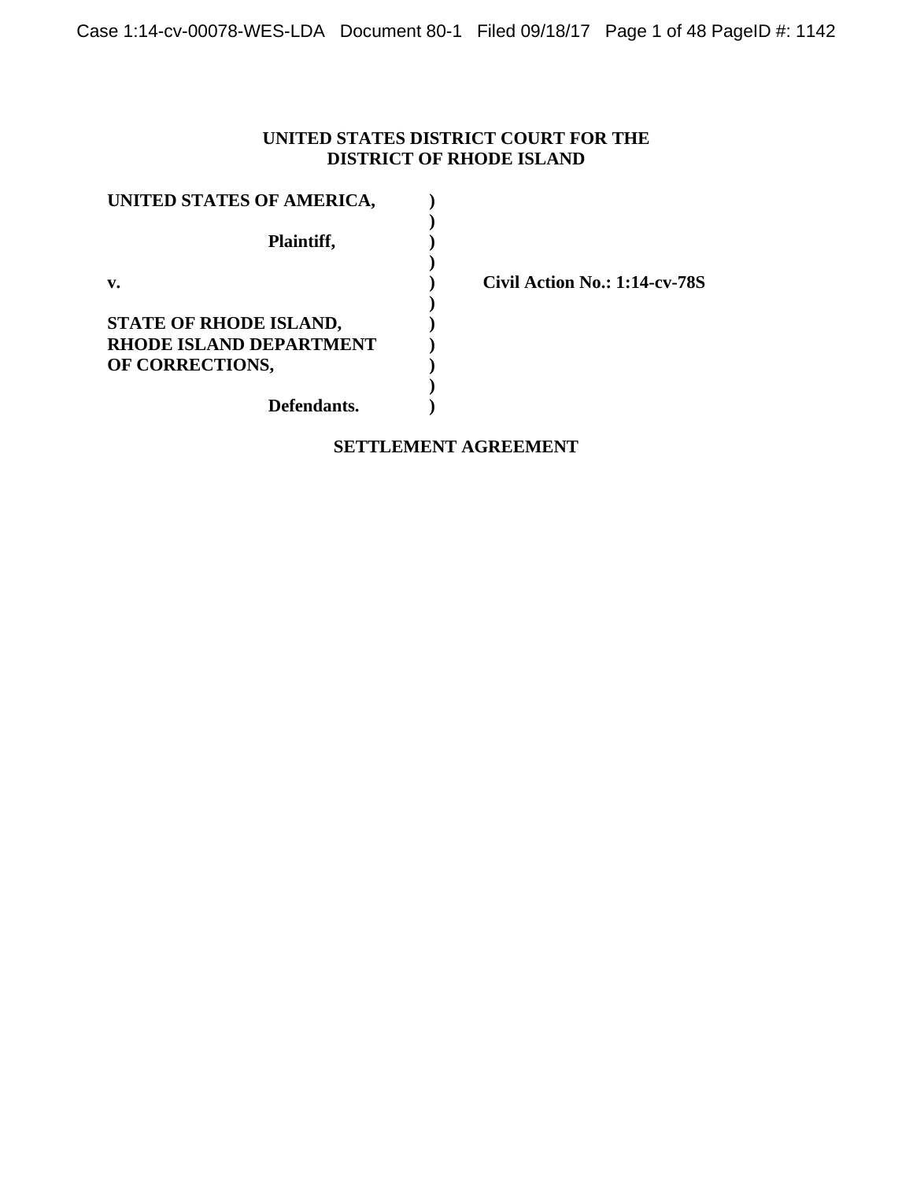**UNITED STATES DISTRICT COURT FOR THE**
**DISTRICT OF RHODE ISLAND**

| | | |
|---|---|---|
| **UNITED STATES OF AMERICA,** | **)** | |
| | **)** | |
| **Plaintiff,** | **)** | |
| | **)** | |
| **v.** | **)** | **Civil Action No.: 1:14-cv-78S** |
| | **)** | |
| **STATE OF RHODE ISLAND,** | **)** | |
| **RHODE ISLAND DEPARTMENT** | **)** | |
| **OF CORRECTIONS,** | **)** | |
| | **)** | |
| **Defendants.** | **)** | |

**SETTLEMENT AGREEMENT**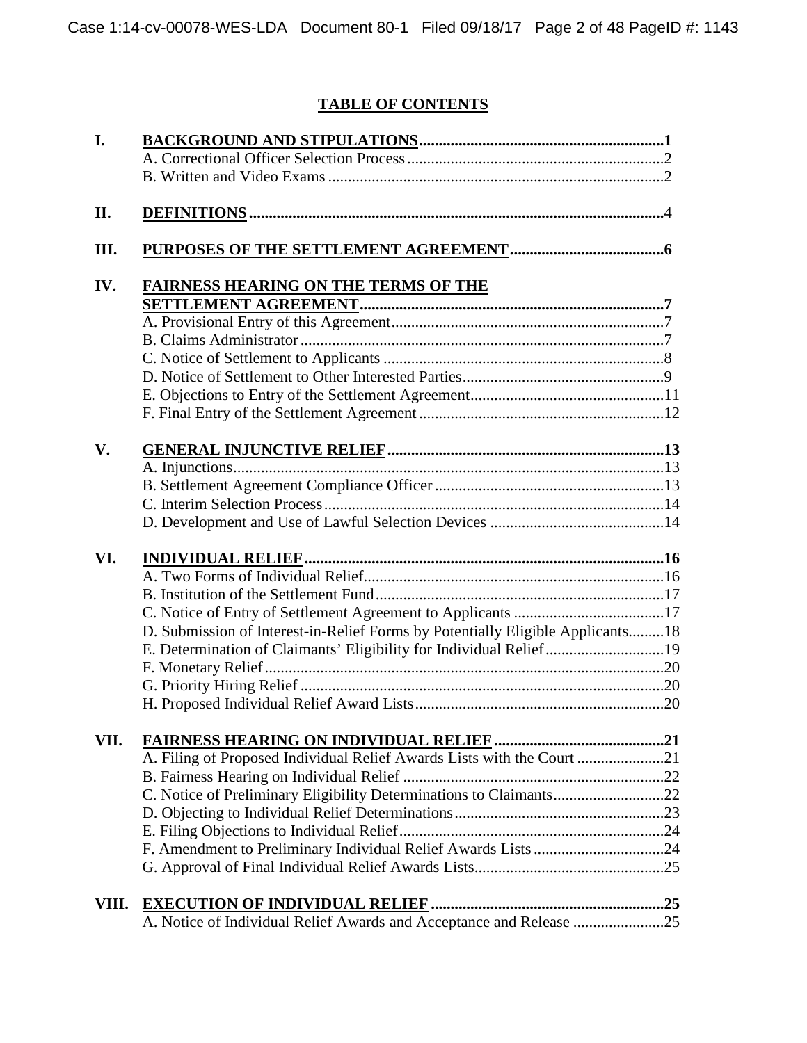## TABLE OF CONTENTS

**I. BACKGROUND AND STIPULATIONS** .......... 1
- A. Correctional Officer Selection Process .......... 2
- B. Written and Video Exams .......... 2

**II. DEFINITIONS** .......... 4

**III. PURPOSES OF THE SETTLEMENT AGREEMENT** .......... 6

**IV. FAIRNESS HEARING ON THE TERMS OF THE SETTLEMENT AGREEMENT** .......... 7
- A. Provisional Entry of this Agreement .......... 7
- B. Claims Administrator .......... 7
- C. Notice of Settlement to Applicants .......... 8
- D. Notice of Settlement to Other Interested Parties .......... 9
- E. Objections to Entry of the Settlement Agreement .......... 11
- F. Final Entry of the Settlement Agreement .......... 12

**V. GENERAL INJUNCTIVE RELIEF** .......... 13
- A. Injunctions .......... 13
- B. Settlement Agreement Compliance Officer .......... 13
- C. Interim Selection Process .......... 14
- D. Development and Use of Lawful Selection Devices .......... 14

**VI. INDIVIDUAL RELIEF** .......... 16
- A. Two Forms of Individual Relief .......... 16
- B. Institution of the Settlement Fund .......... 17
- C. Notice of Entry of Settlement Agreement to Applicants .......... 17
- D. Submission of Interest-in-Relief Forms by Potentially Eligible Applicants .......... 18
- E. Determination of Claimants' Eligibility for Individual Relief .......... 19
- F. Monetary Relief .......... 20
- G. Priority Hiring Relief .......... 20
- H. Proposed Individual Relief Award Lists .......... 20

**VII. FAIRNESS HEARING ON INDIVIDUAL RELIEF** .......... 21
- A. Filing of Proposed Individual Relief Awards Lists with the Court .......... 21
- B. Fairness Hearing on Individual Relief .......... 22
- C. Notice of Preliminary Eligibility Determinations to Claimants .......... 22
- D. Objecting to Individual Relief Determinations .......... 23
- E. Filing Objections to Individual Relief .......... 24
- F. Amendment to Preliminary Individual Relief Awards Lists .......... 24
- G. Approval of Final Individual Relief Awards Lists .......... 25

**VIII. EXECUTION OF INDIVIDUAL RELIEF** .......... 25
- A. Notice of Individual Relief Awards and Acceptance and Release .......... 25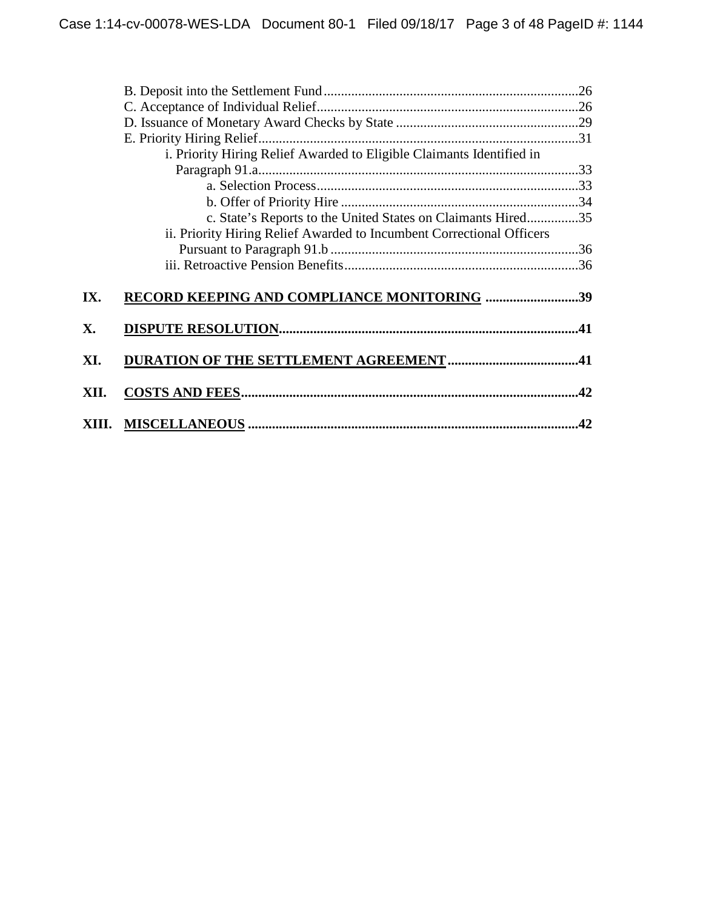B. Deposit into the Settlement Fund .........................................................................26

C. Acceptance of Individual Relief............................................................................26

D. Issuance of Monetary Award Checks by State .....................................................29

E. Priority Hiring Relief............................................................................................31

i. Priority Hiring Relief Awarded to Eligible Claimants Identified in Paragraph 91.a............................................................................................33

a. Selection Process............................................................................33

b. Offer of Priority Hire .....................................................................34

c. State's Reports to the United States on Claimants Hired...............35

ii. Priority Hiring Relief Awarded to Incumbent Correctional Officers Pursuant to Paragraph 91.b ........................................................................36

iii. Retroactive Pension Benefits...................................................................36

**IX. RECORD KEEPING AND COMPLIANCE MONITORING ..........................39**

**X. DISPUTE RESOLUTION......................................................................................41**

**XI. DURATION OF THE SETTLEMENT AGREEMENT......................................41**

**XII. COSTS AND FEES.................................................................................................42**

**XIII. MISCELLANEOUS ...............................................................................................42**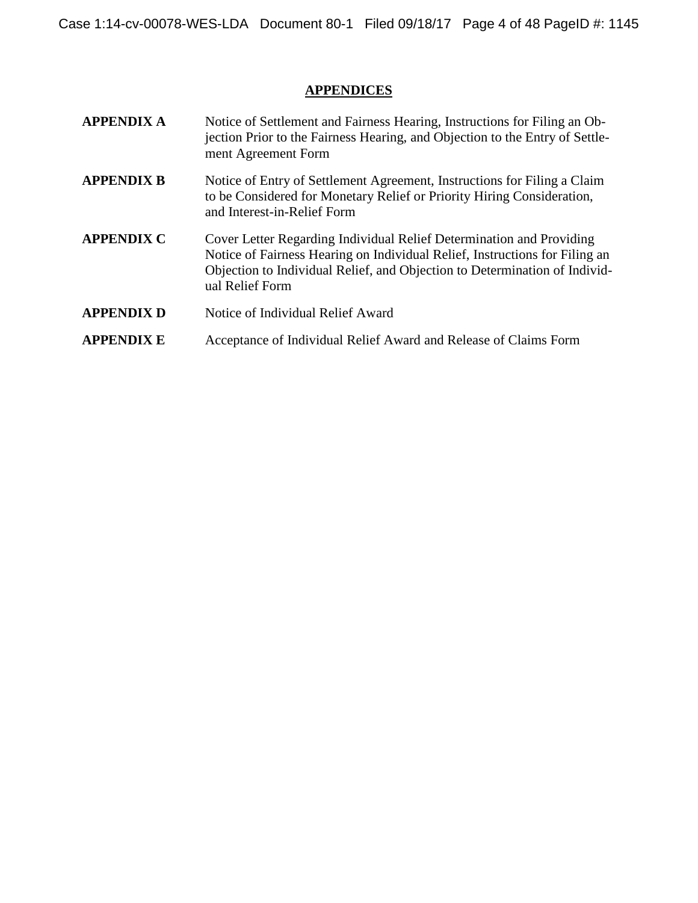## APPENDICES

| | |
|---|---|
| **APPENDIX A** | Notice of Settlement and Fairness Hearing, Instructions for Filing an Objection Prior to the Fairness Hearing, and Objection to the Entry of Settlement Agreement Form |
| **APPENDIX B** | Notice of Entry of Settlement Agreement, Instructions for Filing a Claim to be Considered for Monetary Relief or Priority Hiring Consideration, and Interest-in-Relief Form |
| **APPENDIX C** | Cover Letter Regarding Individual Relief Determination and Providing Notice of Fairness Hearing on Individual Relief, Instructions for Filing an Objection to Individual Relief, and Objection to Determination of Individual Relief Form |
| **APPENDIX D** | Notice of Individual Relief Award |
| **APPENDIX E** | Acceptance of Individual Relief Award and Release of Claims Form |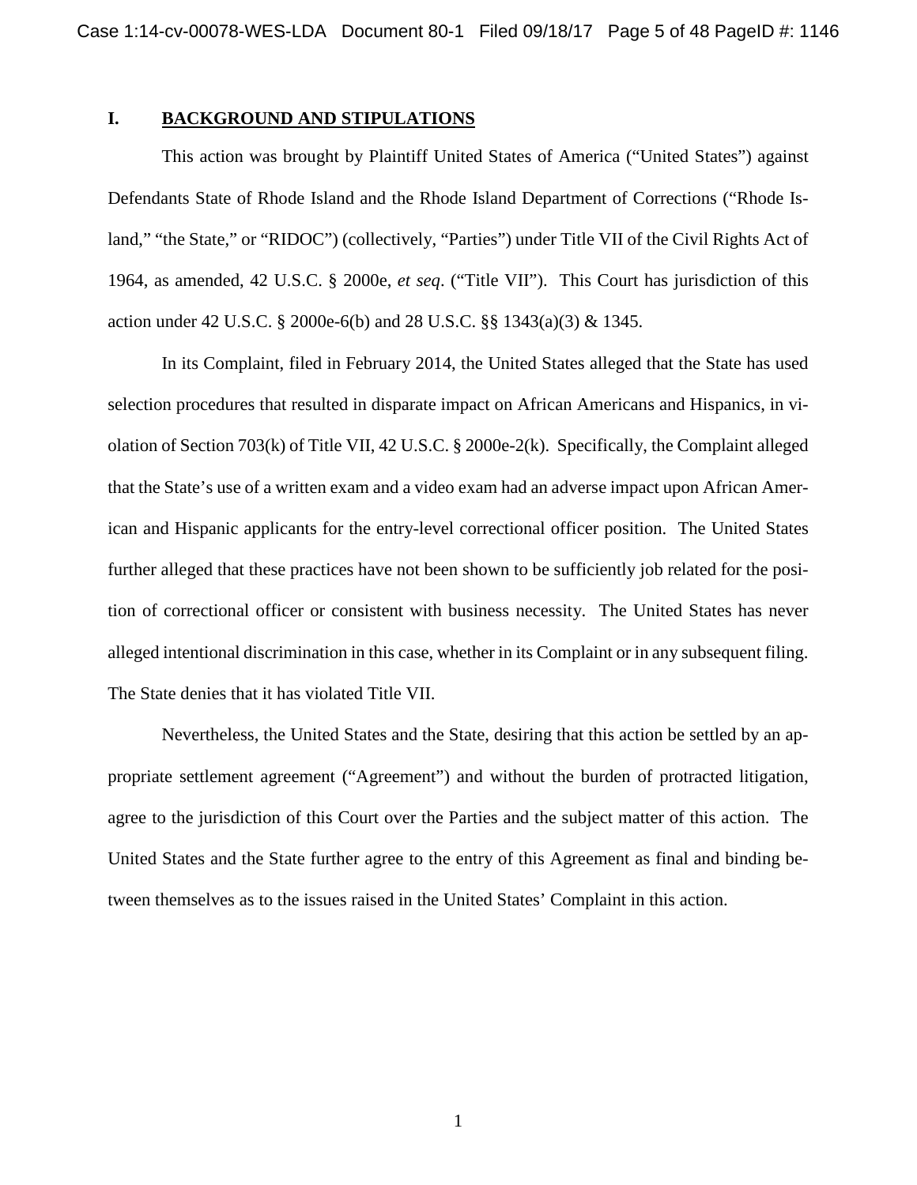## I. BACKGROUND AND STIPULATIONS

This action was brought by Plaintiff United States of America ("United States") against Defendants State of Rhode Island and the Rhode Island Department of Corrections ("Rhode Island," "the State," or "RIDOC") (collectively, "Parties") under Title VII of the Civil Rights Act of 1964, as amended, 42 U.S.C. § 2000e, *et seq*. ("Title VII"). This Court has jurisdiction of this action under 42 U.S.C. § 2000e-6(b) and 28 U.S.C. §§ 1343(a)(3) & 1345.

In its Complaint, filed in February 2014, the United States alleged that the State has used selection procedures that resulted in disparate impact on African Americans and Hispanics, in violation of Section 703(k) of Title VII, 42 U.S.C. § 2000e-2(k). Specifically, the Complaint alleged that the State's use of a written exam and a video exam had an adverse impact upon African American and Hispanic applicants for the entry-level correctional officer position. The United States further alleged that these practices have not been shown to be sufficiently job related for the position of correctional officer or consistent with business necessity. The United States has never alleged intentional discrimination in this case, whether in its Complaint or in any subsequent filing. The State denies that it has violated Title VII.

Nevertheless, the United States and the State, desiring that this action be settled by an appropriate settlement agreement ("Agreement") and without the burden of protracted litigation, agree to the jurisdiction of this Court over the Parties and the subject matter of this action. The United States and the State further agree to the entry of this Agreement as final and binding between themselves as to the issues raised in the United States' Complaint in this action.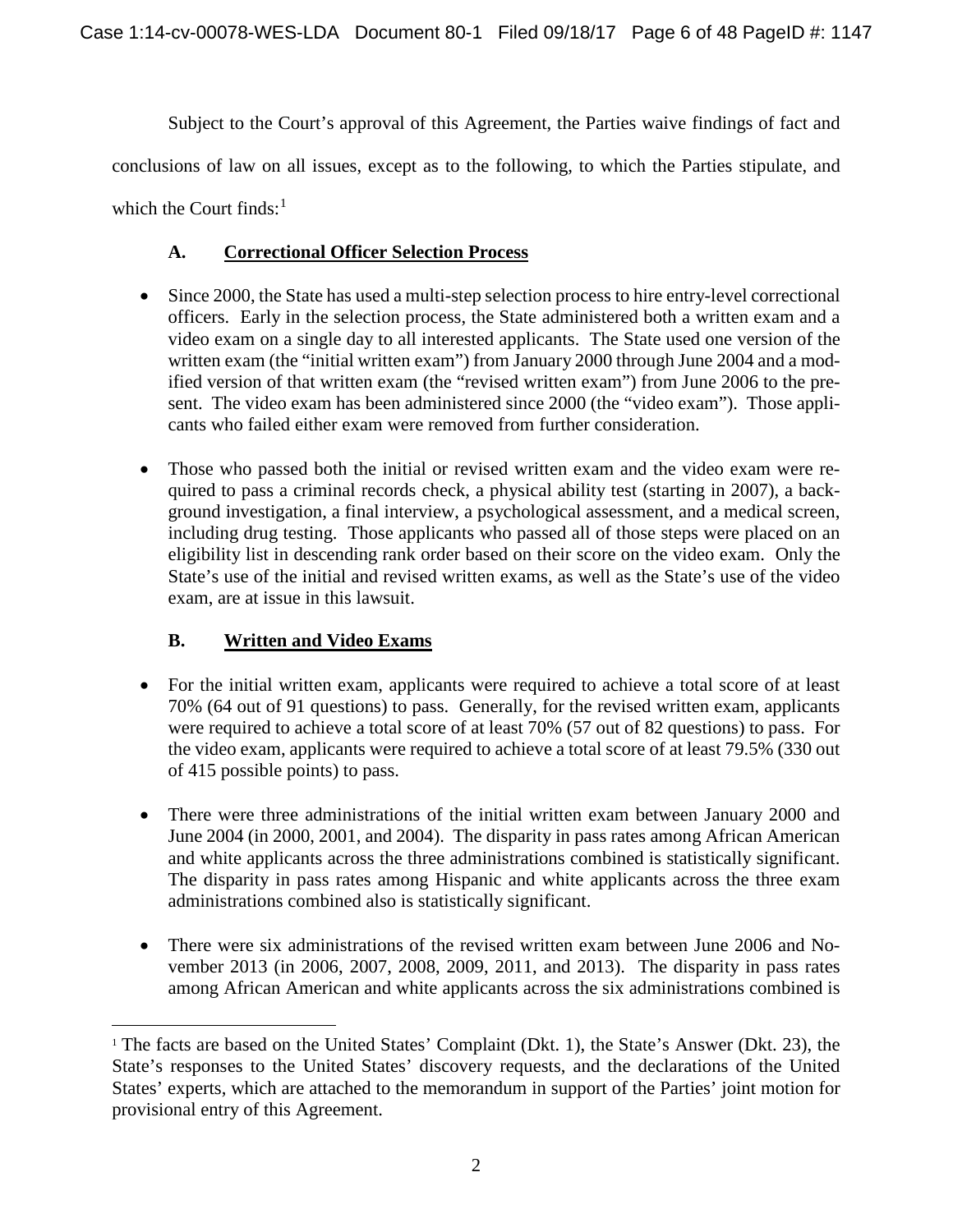Subject to the Court's approval of this Agreement, the Parties waive findings of fact and conclusions of law on all issues, except as to the following, to which the Parties stipulate, and which the Court finds:[1]

### A. Correctional Officer Selection Process

- Since 2000, the State has used a multi-step selection process to hire entry-level correctional officers. Early in the selection process, the State administered both a written exam and a video exam on a single day to all interested applicants. The State used one version of the written exam (the "initial written exam") from January 2000 through June 2004 and a modified version of that written exam (the "revised written exam") from June 2006 to the present. The video exam has been administered since 2000 (the "video exam"). Those applicants who failed either exam were removed from further consideration.
- Those who passed both the initial or revised written exam and the video exam were required to pass a criminal records check, a physical ability test (starting in 2007), a background investigation, a final interview, a psychological assessment, and a medical screen, including drug testing. Those applicants who passed all of those steps were placed on an eligibility list in descending rank order based on their score on the video exam. Only the State's use of the initial and revised written exams, as well as the State's use of the video exam, are at issue in this lawsuit.

### B. Written and Video Exams

- For the initial written exam, applicants were required to achieve a total score of at least 70% (64 out of 91 questions) to pass. Generally, for the revised written exam, applicants were required to achieve a total score of at least 70% (57 out of 82 questions) to pass. For the video exam, applicants were required to achieve a total score of at least 79.5% (330 out of 415 possible points) to pass.
- There were three administrations of the initial written exam between January 2000 and June 2004 (in 2000, 2001, and 2004). The disparity in pass rates among African American and white applicants across the three administrations combined is statistically significant. The disparity in pass rates among Hispanic and white applicants across the three exam administrations combined also is statistically significant.
- There were six administrations of the revised written exam between June 2006 and November 2013 (in 2006, 2007, 2008, 2009, 2011, and 2013). The disparity in pass rates among African American and white applicants across the six administrations combined is

---

[1] The facts are based on the United States' Complaint (Dkt. 1), the State's Answer (Dkt. 23), the State's responses to the United States' discovery requests, and the declarations of the United States' experts, which are attached to the memorandum in support of the Parties' joint motion for provisional entry of this Agreement.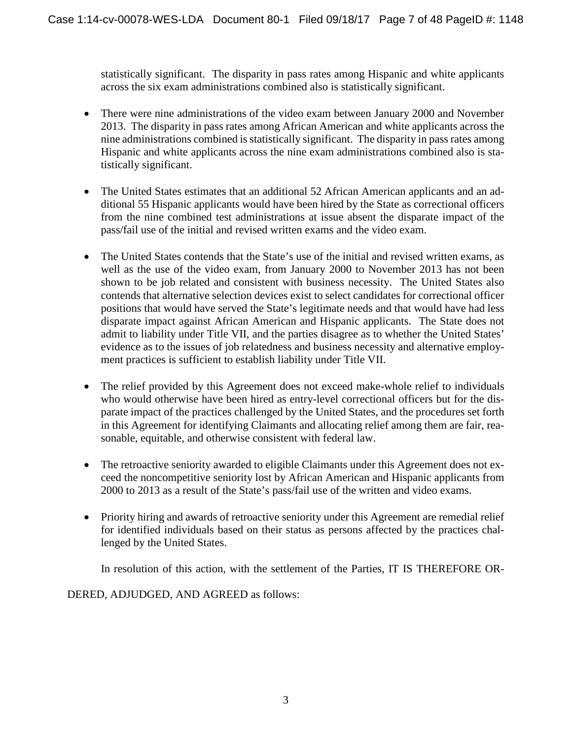statistically significant. The disparity in pass rates among Hispanic and white applicants across the six exam administrations combined also is statistically significant.

- There were nine administrations of the video exam between January 2000 and November 2013. The disparity in pass rates among African American and white applicants across the nine administrations combined is statistically significant. The disparity in pass rates among Hispanic and white applicants across the nine exam administrations combined also is statistically significant.

- The United States estimates that an additional 52 African American applicants and an additional 55 Hispanic applicants would have been hired by the State as correctional officers from the nine combined test administrations at issue absent the disparate impact of the pass/fail use of the initial and revised written exams and the video exam.

- The United States contends that the State's use of the initial and revised written exams, as well as the use of the video exam, from January 2000 to November 2013 has not been shown to be job related and consistent with business necessity. The United States also contends that alternative selection devices exist to select candidates for correctional officer positions that would have served the State's legitimate needs and that would have had less disparate impact against African American and Hispanic applicants. The State does not admit to liability under Title VII, and the parties disagree as to whether the United States' evidence as to the issues of job relatedness and business necessity and alternative employment practices is sufficient to establish liability under Title VII.

- The relief provided by this Agreement does not exceed make-whole relief to individuals who would otherwise have been hired as entry-level correctional officers but for the disparate impact of the practices challenged by the United States, and the procedures set forth in this Agreement for identifying Claimants and allocating relief among them are fair, reasonable, equitable, and otherwise consistent with federal law.

- The retroactive seniority awarded to eligible Claimants under this Agreement does not exceed the noncompetitive seniority lost by African American and Hispanic applicants from 2000 to 2013 as a result of the State's pass/fail use of the written and video exams.

- Priority hiring and awards of retroactive seniority under this Agreement are remedial relief for identified individuals based on their status as persons affected by the practices challenged by the United States.

In resolution of this action, with the settlement of the Parties, IT IS THEREFORE ORDERED, ADJUDGED, AND AGREED as follows: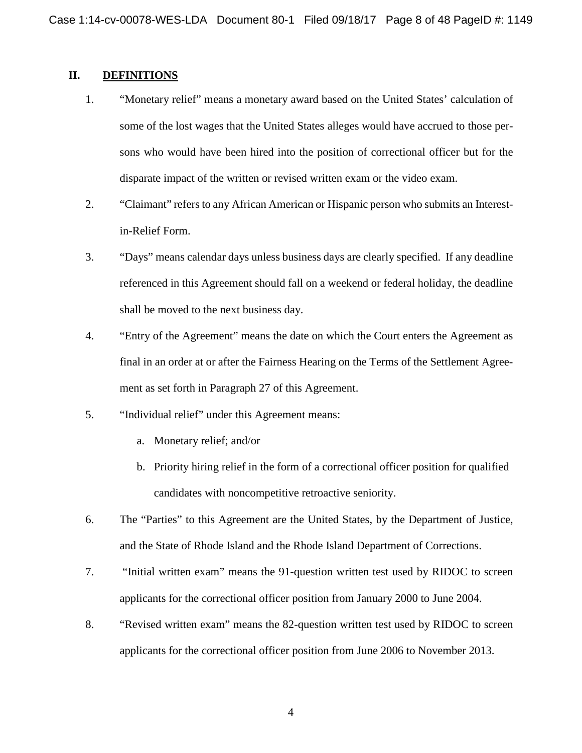## II. DEFINITIONS

1. "Monetary relief" means a monetary award based on the United States' calculation of some of the lost wages that the United States alleges would have accrued to those persons who would have been hired into the position of correctional officer but for the disparate impact of the written or revised written exam or the video exam.

2. "Claimant" refers to any African American or Hispanic person who submits an Interest-in-Relief Form.

3. "Days" means calendar days unless business days are clearly specified. If any deadline referenced in this Agreement should fall on a weekend or federal holiday, the deadline shall be moved to the next business day.

4. "Entry of the Agreement" means the date on which the Court enters the Agreement as final in an order at or after the Fairness Hearing on the Terms of the Settlement Agreement as set forth in Paragraph 27 of this Agreement.

5. "Individual relief" under this Agreement means:

    a. Monetary relief; and/or

    b. Priority hiring relief in the form of a correctional officer position for qualified candidates with noncompetitive retroactive seniority.

6. The "Parties" to this Agreement are the United States, by the Department of Justice, and the State of Rhode Island and the Rhode Island Department of Corrections.

7. "Initial written exam" means the 91-question written test used by RIDOC to screen applicants for the correctional officer position from January 2000 to June 2004.

8. "Revised written exam" means the 82-question written test used by RIDOC to screen applicants for the correctional officer position from June 2006 to November 2013.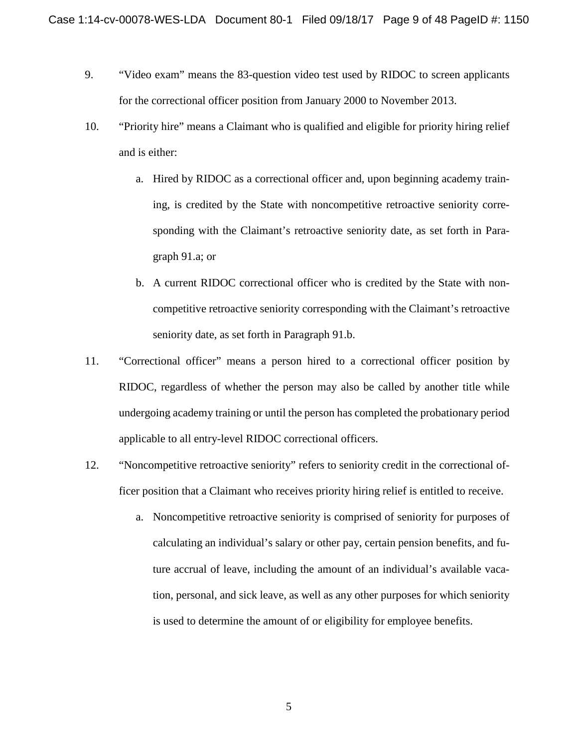9. "Video exam" means the 83-question video test used by RIDOC to screen applicants for the correctional officer position from January 2000 to November 2013.

10. "Priority hire" means a Claimant who is qualified and eligible for priority hiring relief and is either:

    a. Hired by RIDOC as a correctional officer and, upon beginning academy training, is credited by the State with noncompetitive retroactive seniority corresponding with the Claimant's retroactive seniority date, as set forth in Paragraph 91.a; or

    b. A current RIDOC correctional officer who is credited by the State with noncompetitive retroactive seniority corresponding with the Claimant's retroactive seniority date, as set forth in Paragraph 91.b.

11. "Correctional officer" means a person hired to a correctional officer position by RIDOC, regardless of whether the person may also be called by another title while undergoing academy training or until the person has completed the probationary period applicable to all entry-level RIDOC correctional officers.

12. "Noncompetitive retroactive seniority" refers to seniority credit in the correctional officer position that a Claimant who receives priority hiring relief is entitled to receive.

    a. Noncompetitive retroactive seniority is comprised of seniority for purposes of calculating an individual's salary or other pay, certain pension benefits, and future accrual of leave, including the amount of an individual's available vacation, personal, and sick leave, as well as any other purposes for which seniority is used to determine the amount of or eligibility for employee benefits.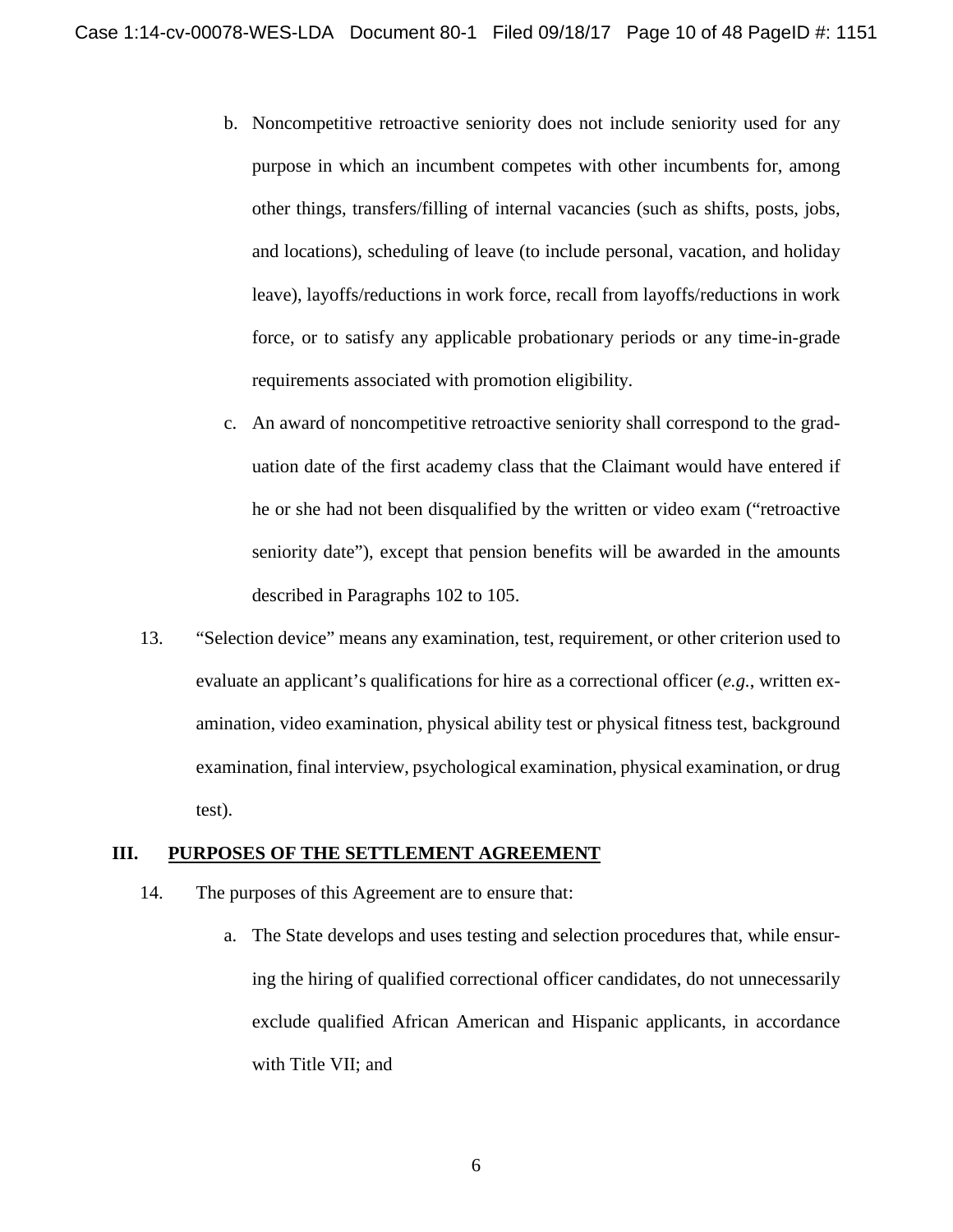b. Noncompetitive retroactive seniority does not include seniority used for any purpose in which an incumbent competes with other incumbents for, among other things, transfers/filling of internal vacancies (such as shifts, posts, jobs, and locations), scheduling of leave (to include personal, vacation, and holiday leave), layoffs/reductions in work force, recall from layoffs/reductions in work force, or to satisfy any applicable probationary periods or any time-in-grade requirements associated with promotion eligibility.

c. An award of noncompetitive retroactive seniority shall correspond to the graduation date of the first academy class that the Claimant would have entered if he or she had not been disqualified by the written or video exam ("retroactive seniority date"), except that pension benefits will be awarded in the amounts described in Paragraphs 102 to 105.

13. "Selection device" means any examination, test, requirement, or other criterion used to evaluate an applicant's qualifications for hire as a correctional officer (*e.g.*, written examination, video examination, physical ability test or physical fitness test, background examination, final interview, psychological examination, physical examination, or drug test).

## III. <u>PURPOSES OF THE SETTLEMENT AGREEMENT</u>

14. The purposes of this Agreement are to ensure that:

a. The State develops and uses testing and selection procedures that, while ensuring the hiring of qualified correctional officer candidates, do not unnecessarily exclude qualified African American and Hispanic applicants, in accordance with Title VII; and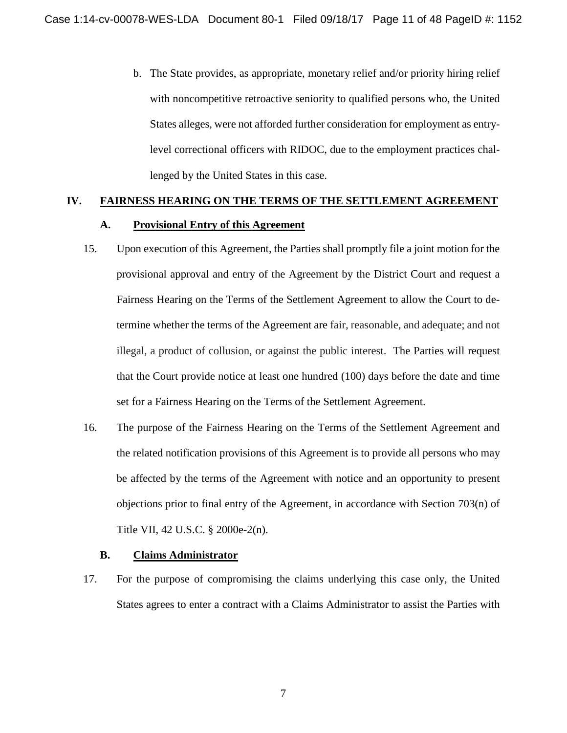b. The State provides, as appropriate, monetary relief and/or priority hiring relief with noncompetitive retroactive seniority to qualified persons who, the United States alleges, were not afforded further consideration for employment as entry-level correctional officers with RIDOC, due to the employment practices challenged by the United States in this case.

## IV. FAIRNESS HEARING ON THE TERMS OF THE SETTLEMENT AGREEMENT

### A. Provisional Entry of this Agreement

15. Upon execution of this Agreement, the Parties shall promptly file a joint motion for the provisional approval and entry of the Agreement by the District Court and request a Fairness Hearing on the Terms of the Settlement Agreement to allow the Court to determine whether the terms of the Agreement are fair, reasonable, and adequate; and not illegal, a product of collusion, or against the public interest. The Parties will request that the Court provide notice at least one hundred (100) days before the date and time set for a Fairness Hearing on the Terms of the Settlement Agreement.

16. The purpose of the Fairness Hearing on the Terms of the Settlement Agreement and the related notification provisions of this Agreement is to provide all persons who may be affected by the terms of the Agreement with notice and an opportunity to present objections prior to final entry of the Agreement, in accordance with Section 703(n) of Title VII, 42 U.S.C. § 2000e-2(n).

### B. Claims Administrator

17. For the purpose of compromising the claims underlying this case only, the United States agrees to enter a contract with a Claims Administrator to assist the Parties with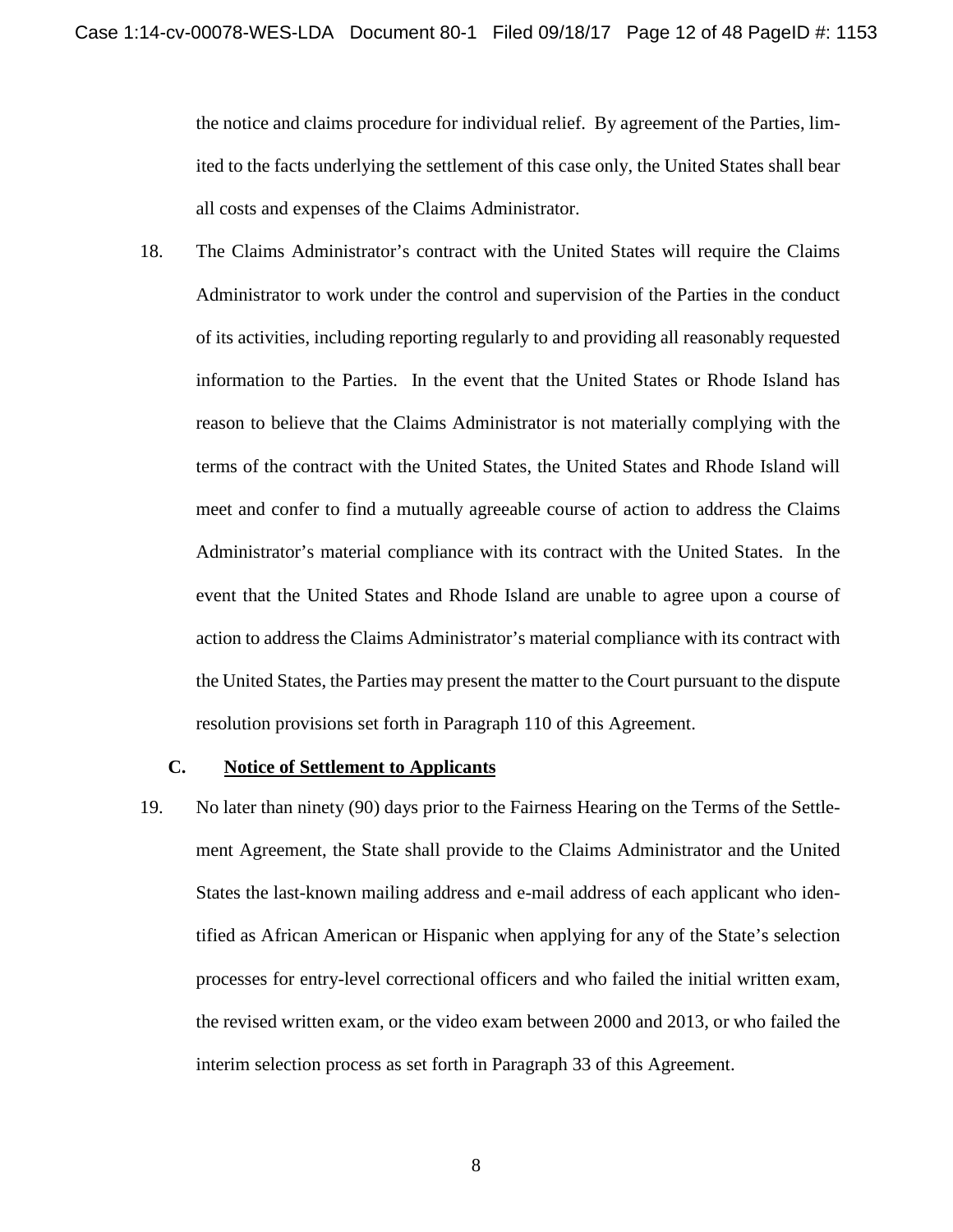the notice and claims procedure for individual relief. By agreement of the Parties, limited to the facts underlying the settlement of this case only, the United States shall bear all costs and expenses of the Claims Administrator.

18. The Claims Administrator's contract with the United States will require the Claims Administrator to work under the control and supervision of the Parties in the conduct of its activities, including reporting regularly to and providing all reasonably requested information to the Parties. In the event that the United States or Rhode Island has reason to believe that the Claims Administrator is not materially complying with the terms of the contract with the United States, the United States and Rhode Island will meet and confer to find a mutually agreeable course of action to address the Claims Administrator's material compliance with its contract with the United States. In the event that the United States and Rhode Island are unable to agree upon a course of action to address the Claims Administrator's material compliance with its contract with the United States, the Parties may present the matter to the Court pursuant to the dispute resolution provisions set forth in Paragraph 110 of this Agreement.

### C. Notice of Settlement to Applicants

19. No later than ninety (90) days prior to the Fairness Hearing on the Terms of the Settlement Agreement, the State shall provide to the Claims Administrator and the United States the last-known mailing address and e-mail address of each applicant who identified as African American or Hispanic when applying for any of the State's selection processes for entry-level correctional officers and who failed the initial written exam, the revised written exam, or the video exam between 2000 and 2013, or who failed the interim selection process as set forth in Paragraph 33 of this Agreement.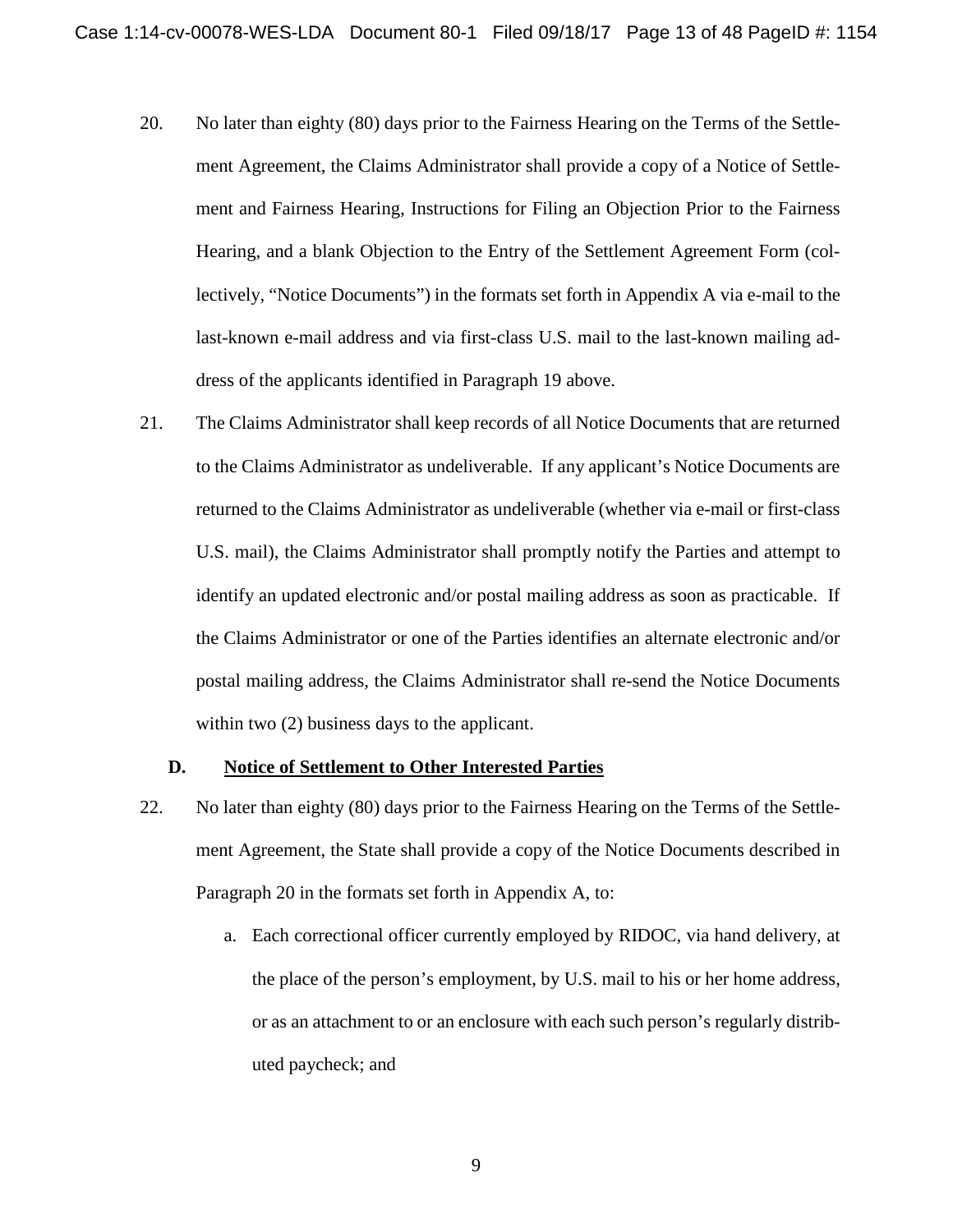20. No later than eighty (80) days prior to the Fairness Hearing on the Terms of the Settlement Agreement, the Claims Administrator shall provide a copy of a Notice of Settlement and Fairness Hearing, Instructions for Filing an Objection Prior to the Fairness Hearing, and a blank Objection to the Entry of the Settlement Agreement Form (collectively, "Notice Documents") in the formats set forth in Appendix A via e-mail to the last-known e-mail address and via first-class U.S. mail to the last-known mailing address of the applicants identified in Paragraph 19 above.

21. The Claims Administrator shall keep records of all Notice Documents that are returned to the Claims Administrator as undeliverable. If any applicant's Notice Documents are returned to the Claims Administrator as undeliverable (whether via e-mail or first-class U.S. mail), the Claims Administrator shall promptly notify the Parties and attempt to identify an updated electronic and/or postal mailing address as soon as practicable. If the Claims Administrator or one of the Parties identifies an alternate electronic and/or postal mailing address, the Claims Administrator shall re-send the Notice Documents within two (2) business days to the applicant.

### D. Notice of Settlement to Other Interested Parties

22. No later than eighty (80) days prior to the Fairness Hearing on the Terms of the Settlement Agreement, the State shall provide a copy of the Notice Documents described in Paragraph 20 in the formats set forth in Appendix A, to:

    a. Each correctional officer currently employed by RIDOC, via hand delivery, at the place of the person's employment, by U.S. mail to his or her home address, or as an attachment to or an enclosure with each such person's regularly distributed paycheck; and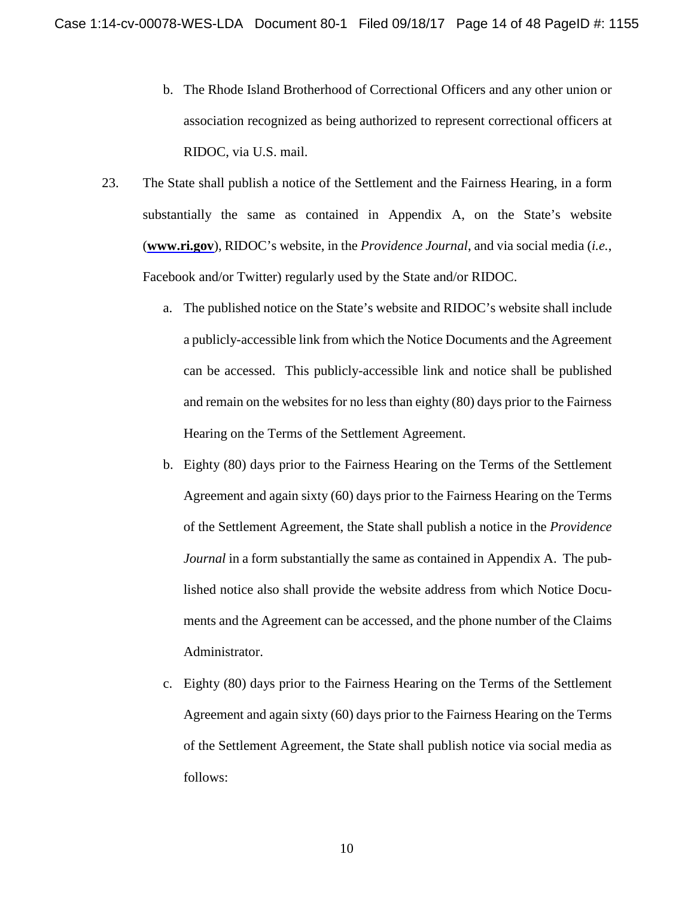b. The Rhode Island Brotherhood of Correctional Officers and any other union or association recognized as being authorized to represent correctional officers at RIDOC, via U.S. mail.

23. The State shall publish a notice of the Settlement and the Fairness Hearing, in a form substantially the same as contained in Appendix A, on the State's website (**www.ri.gov**), RIDOC's website, in the *Providence Journal*, and via social media (*i.e.*, Facebook and/or Twitter) regularly used by the State and/or RIDOC.

    a. The published notice on the State's website and RIDOC's website shall include a publicly-accessible link from which the Notice Documents and the Agreement can be accessed. This publicly-accessible link and notice shall be published and remain on the websites for no less than eighty (80) days prior to the Fairness Hearing on the Terms of the Settlement Agreement.

    b. Eighty (80) days prior to the Fairness Hearing on the Terms of the Settlement Agreement and again sixty (60) days prior to the Fairness Hearing on the Terms of the Settlement Agreement, the State shall publish a notice in the *Providence Journal* in a form substantially the same as contained in Appendix A. The published notice also shall provide the website address from which Notice Documents and the Agreement can be accessed, and the phone number of the Claims Administrator.

    c. Eighty (80) days prior to the Fairness Hearing on the Terms of the Settlement Agreement and again sixty (60) days prior to the Fairness Hearing on the Terms of the Settlement Agreement, the State shall publish notice via social media as follows: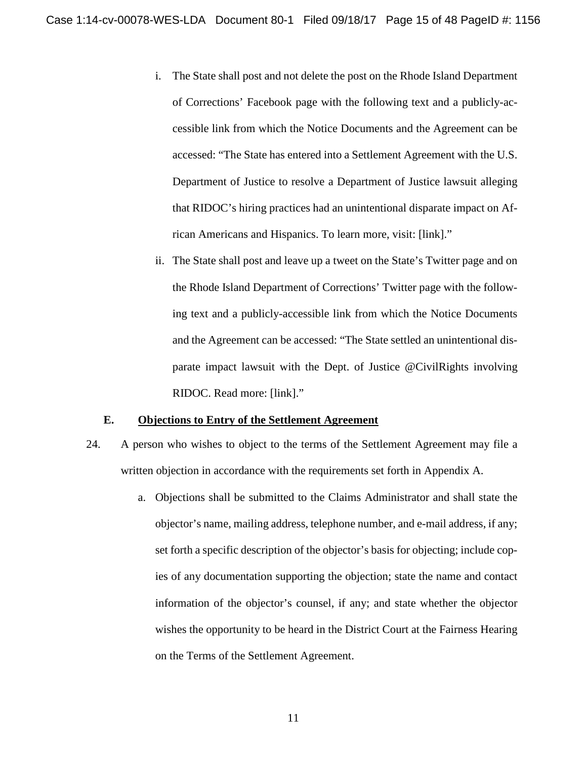i. The State shall post and not delete the post on the Rhode Island Department of Corrections' Facebook page with the following text and a publicly-accessible link from which the Notice Documents and the Agreement can be accessed: "The State has entered into a Settlement Agreement with the U.S. Department of Justice to resolve a Department of Justice lawsuit alleging that RIDOC's hiring practices had an unintentional disparate impact on African Americans and Hispanics. To learn more, visit: [link]."

ii. The State shall post and leave up a tweet on the State's Twitter page and on the Rhode Island Department of Corrections' Twitter page with the following text and a publicly-accessible link from which the Notice Documents and the Agreement can be accessed: "The State settled an unintentional disparate impact lawsuit with the Dept. of Justice @CivilRights involving RIDOC. Read more: [link]."

### E. Objections to Entry of the Settlement Agreement

24. A person who wishes to object to the terms of the Settlement Agreement may file a written objection in accordance with the requirements set forth in Appendix A.

   a. Objections shall be submitted to the Claims Administrator and shall state the objector's name, mailing address, telephone number, and e-mail address, if any; set forth a specific description of the objector's basis for objecting; include copies of any documentation supporting the objection; state the name and contact information of the objector's counsel, if any; and state whether the objector wishes the opportunity to be heard in the District Court at the Fairness Hearing on the Terms of the Settlement Agreement.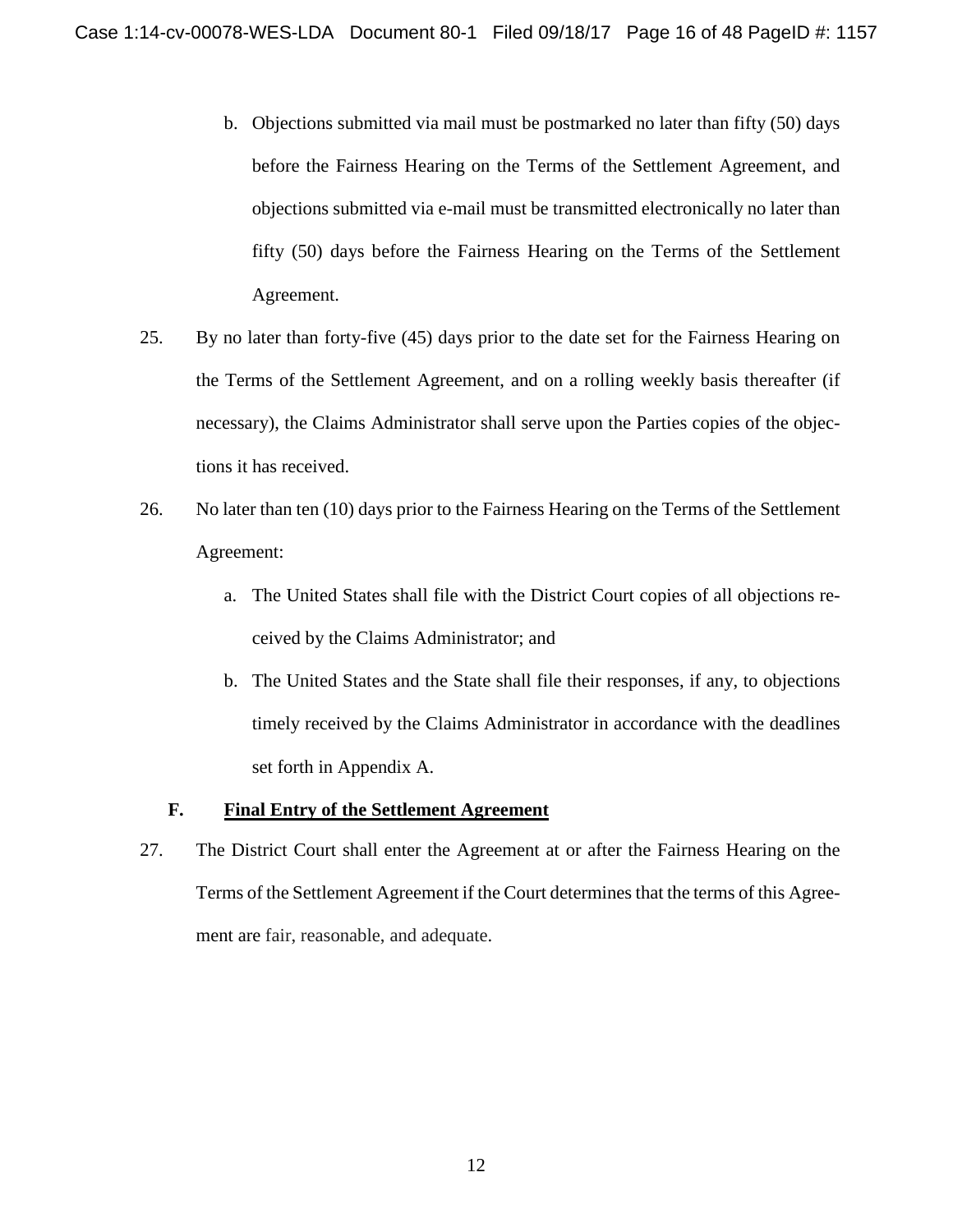b. Objections submitted via mail must be postmarked no later than fifty (50) days before the Fairness Hearing on the Terms of the Settlement Agreement, and objections submitted via e-mail must be transmitted electronically no later than fifty (50) days before the Fairness Hearing on the Terms of the Settlement Agreement.

25. By no later than forty-five (45) days prior to the date set for the Fairness Hearing on the Terms of the Settlement Agreement, and on a rolling weekly basis thereafter (if necessary), the Claims Administrator shall serve upon the Parties copies of the objections it has received.

26. No later than ten (10) days prior to the Fairness Hearing on the Terms of the Settlement Agreement:

    a. The United States shall file with the District Court copies of all objections received by the Claims Administrator; and

    b. The United States and the State shall file their responses, if any, to objections timely received by the Claims Administrator in accordance with the deadlines set forth in Appendix A.

### F. **Final Entry of the Settlement Agreement**

27. The District Court shall enter the Agreement at or after the Fairness Hearing on the Terms of the Settlement Agreement if the Court determines that the terms of this Agreement are fair, reasonable, and adequate.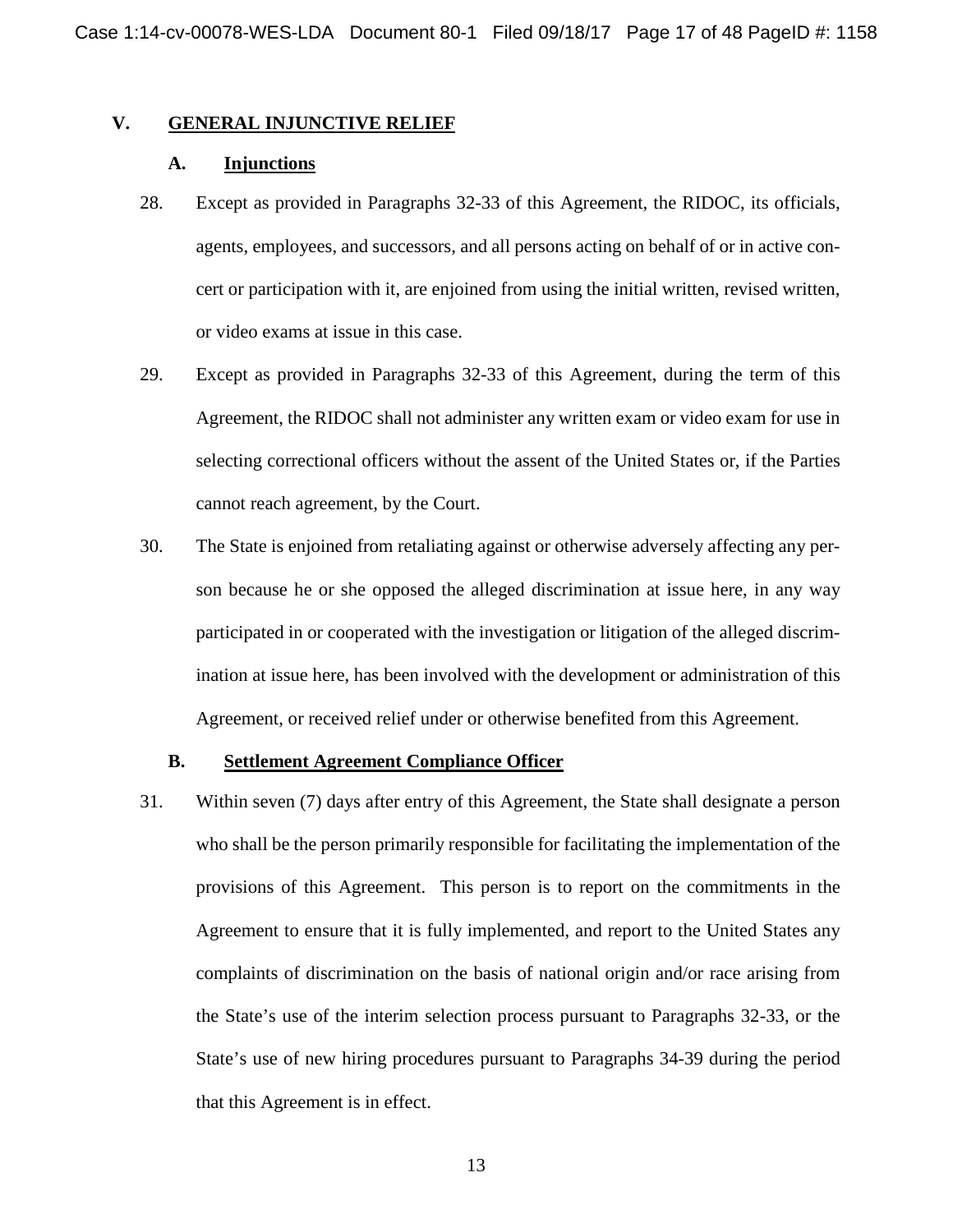## V. GENERAL INJUNCTIVE RELIEF

### A. Injunctions

28. Except as provided in Paragraphs 32-33 of this Agreement, the RIDOC, its officials, agents, employees, and successors, and all persons acting on behalf of or in active concert or participation with it, are enjoined from using the initial written, revised written, or video exams at issue in this case.

29. Except as provided in Paragraphs 32-33 of this Agreement, during the term of this Agreement, the RIDOC shall not administer any written exam or video exam for use in selecting correctional officers without the assent of the United States or, if the Parties cannot reach agreement, by the Court.

30. The State is enjoined from retaliating against or otherwise adversely affecting any person because he or she opposed the alleged discrimination at issue here, in any way participated in or cooperated with the investigation or litigation of the alleged discrimination at issue here, has been involved with the development or administration of this Agreement, or received relief under or otherwise benefited from this Agreement.

### B. Settlement Agreement Compliance Officer

31. Within seven (7) days after entry of this Agreement, the State shall designate a person who shall be the person primarily responsible for facilitating the implementation of the provisions of this Agreement. This person is to report on the commitments in the Agreement to ensure that it is fully implemented, and report to the United States any complaints of discrimination on the basis of national origin and/or race arising from the State's use of the interim selection process pursuant to Paragraphs 32-33, or the State's use of new hiring procedures pursuant to Paragraphs 34-39 during the period that this Agreement is in effect.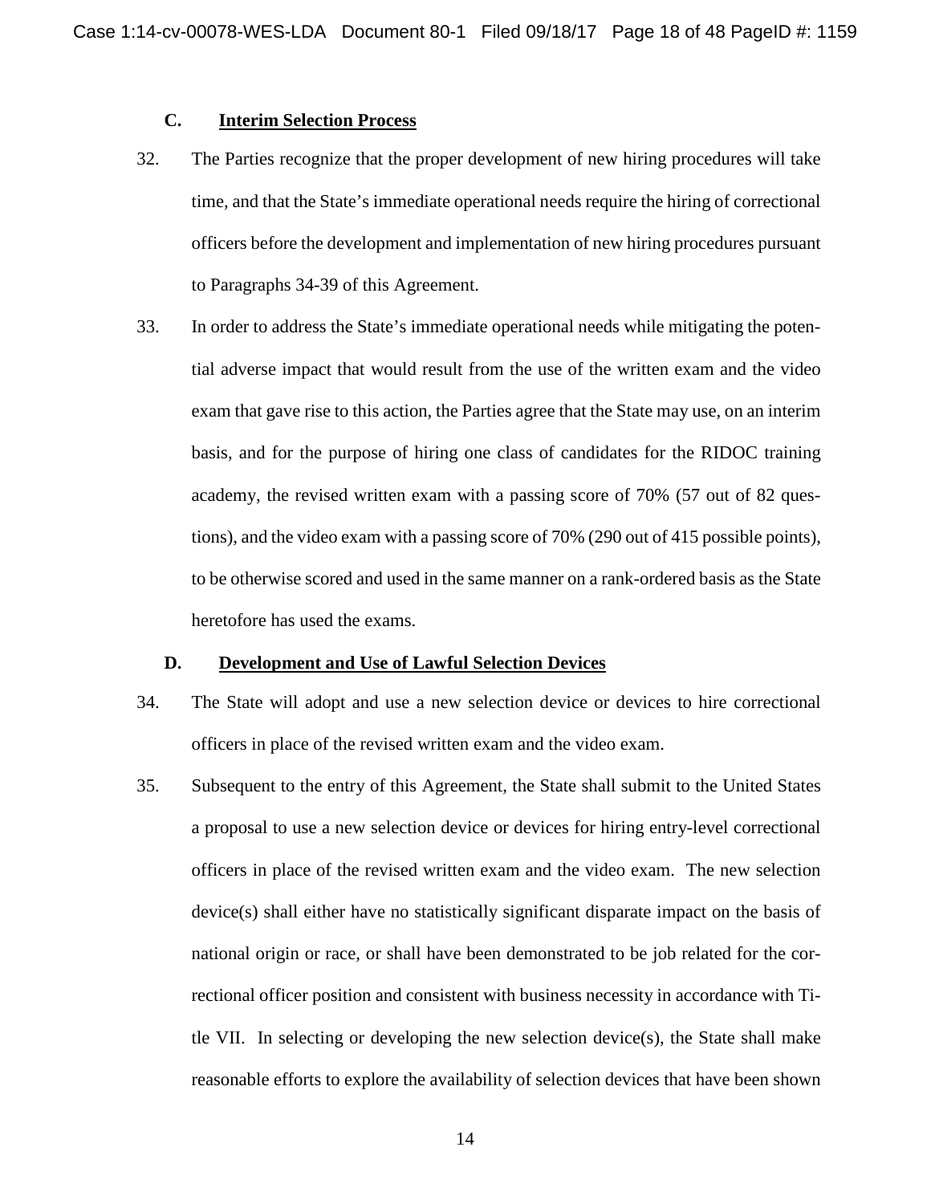### C. Interim Selection Process

32. The Parties recognize that the proper development of new hiring procedures will take time, and that the State's immediate operational needs require the hiring of correctional officers before the development and implementation of new hiring procedures pursuant to Paragraphs 34-39 of this Agreement.

33. In order to address the State's immediate operational needs while mitigating the potential adverse impact that would result from the use of the written exam and the video exam that gave rise to this action, the Parties agree that the State may use, on an interim basis, and for the purpose of hiring one class of candidates for the RIDOC training academy, the revised written exam with a passing score of 70% (57 out of 82 questions), and the video exam with a passing score of 70% (290 out of 415 possible points), to be otherwise scored and used in the same manner on a rank-ordered basis as the State heretofore has used the exams.

### D. Development and Use of Lawful Selection Devices

34. The State will adopt and use a new selection device or devices to hire correctional officers in place of the revised written exam and the video exam.

35. Subsequent to the entry of this Agreement, the State shall submit to the United States a proposal to use a new selection device or devices for hiring entry-level correctional officers in place of the revised written exam and the video exam. The new selection device(s) shall either have no statistically significant disparate impact on the basis of national origin or race, or shall have been demonstrated to be job related for the correctional officer position and consistent with business necessity in accordance with Title VII. In selecting or developing the new selection device(s), the State shall make reasonable efforts to explore the availability of selection devices that have been shown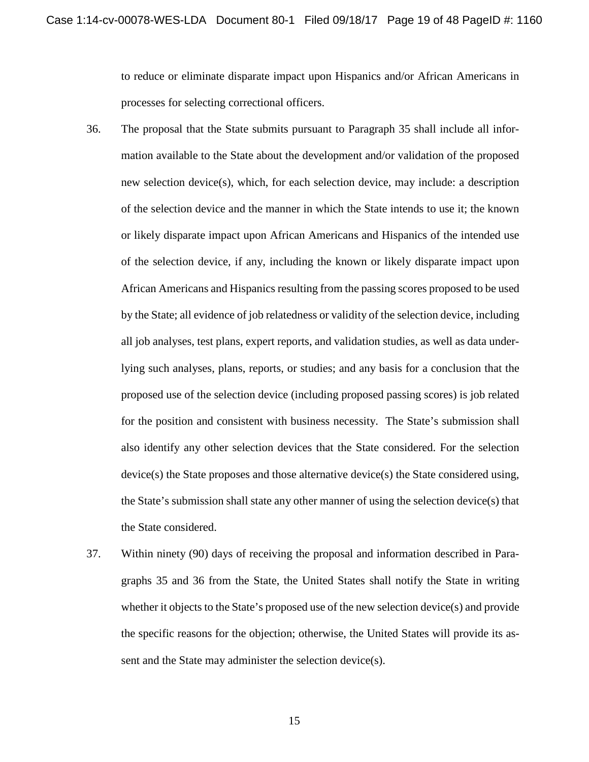to reduce or eliminate disparate impact upon Hispanics and/or African Americans in processes for selecting correctional officers.

36. The proposal that the State submits pursuant to Paragraph 35 shall include all information available to the State about the development and/or validation of the proposed new selection device(s), which, for each selection device, may include: a description of the selection device and the manner in which the State intends to use it; the known or likely disparate impact upon African Americans and Hispanics of the intended use of the selection device, if any, including the known or likely disparate impact upon African Americans and Hispanics resulting from the passing scores proposed to be used by the State; all evidence of job relatedness or validity of the selection device, including all job analyses, test plans, expert reports, and validation studies, as well as data underlying such analyses, plans, reports, or studies; and any basis for a conclusion that the proposed use of the selection device (including proposed passing scores) is job related for the position and consistent with business necessity. The State's submission shall also identify any other selection devices that the State considered. For the selection device(s) the State proposes and those alternative device(s) the State considered using, the State's submission shall state any other manner of using the selection device(s) that the State considered.

37. Within ninety (90) days of receiving the proposal and information described in Paragraphs 35 and 36 from the State, the United States shall notify the State in writing whether it objects to the State's proposed use of the new selection device(s) and provide the specific reasons for the objection; otherwise, the United States will provide its assent and the State may administer the selection device(s).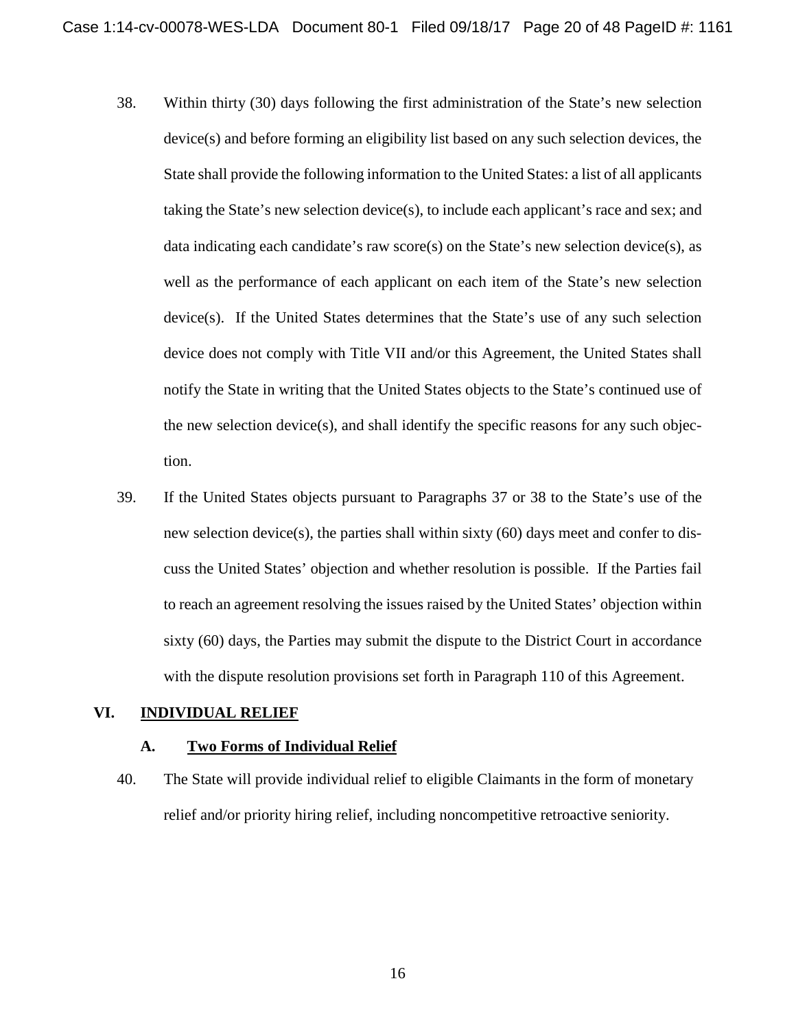38. Within thirty (30) days following the first administration of the State's new selection device(s) and before forming an eligibility list based on any such selection devices, the State shall provide the following information to the United States: a list of all applicants taking the State's new selection device(s), to include each applicant's race and sex; and data indicating each candidate's raw score(s) on the State's new selection device(s), as well as the performance of each applicant on each item of the State's new selection device(s). If the United States determines that the State's use of any such selection device does not comply with Title VII and/or this Agreement, the United States shall notify the State in writing that the United States objects to the State's continued use of the new selection device(s), and shall identify the specific reasons for any such objection.

39. If the United States objects pursuant to Paragraphs 37 or 38 to the State's use of the new selection device(s), the parties shall within sixty (60) days meet and confer to discuss the United States' objection and whether resolution is possible. If the Parties fail to reach an agreement resolving the issues raised by the United States' objection within sixty (60) days, the Parties may submit the dispute to the District Court in accordance with the dispute resolution provisions set forth in Paragraph 110 of this Agreement.

## VI. INDIVIDUAL RELIEF

### A. Two Forms of Individual Relief

40. The State will provide individual relief to eligible Claimants in the form of monetary relief and/or priority hiring relief, including noncompetitive retroactive seniority.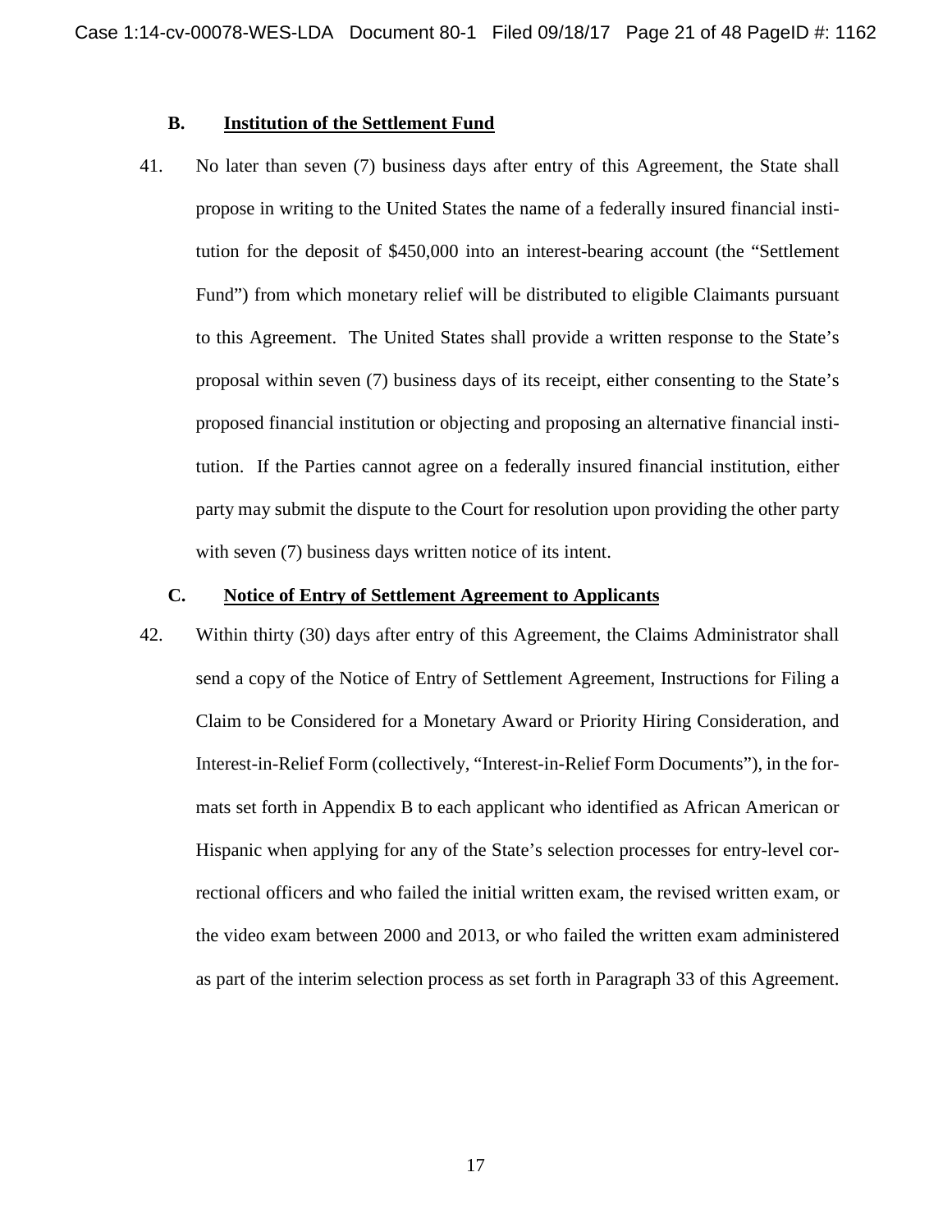### B. <u>Institution of the Settlement Fund</u>

41. No later than seven (7) business days after entry of this Agreement, the State shall propose in writing to the United States the name of a federally insured financial institution for the deposit of $450,000 into an interest-bearing account (the "Settlement Fund") from which monetary relief will be distributed to eligible Claimants pursuant to this Agreement. The United States shall provide a written response to the State's proposal within seven (7) business days of its receipt, either consenting to the State's proposed financial institution or objecting and proposing an alternative financial institution. If the Parties cannot agree on a federally insured financial institution, either party may submit the dispute to the Court for resolution upon providing the other party with seven (7) business days written notice of its intent.

### C. <u>Notice of Entry of Settlement Agreement to Applicants</u>

42. Within thirty (30) days after entry of this Agreement, the Claims Administrator shall send a copy of the Notice of Entry of Settlement Agreement, Instructions for Filing a Claim to be Considered for a Monetary Award or Priority Hiring Consideration, and Interest-in-Relief Form (collectively, "Interest-in-Relief Form Documents"), in the formats set forth in Appendix B to each applicant who identified as African American or Hispanic when applying for any of the State's selection processes for entry-level correctional officers and who failed the initial written exam, the revised written exam, or the video exam between 2000 and 2013, or who failed the written exam administered as part of the interim selection process as set forth in Paragraph 33 of this Agreement.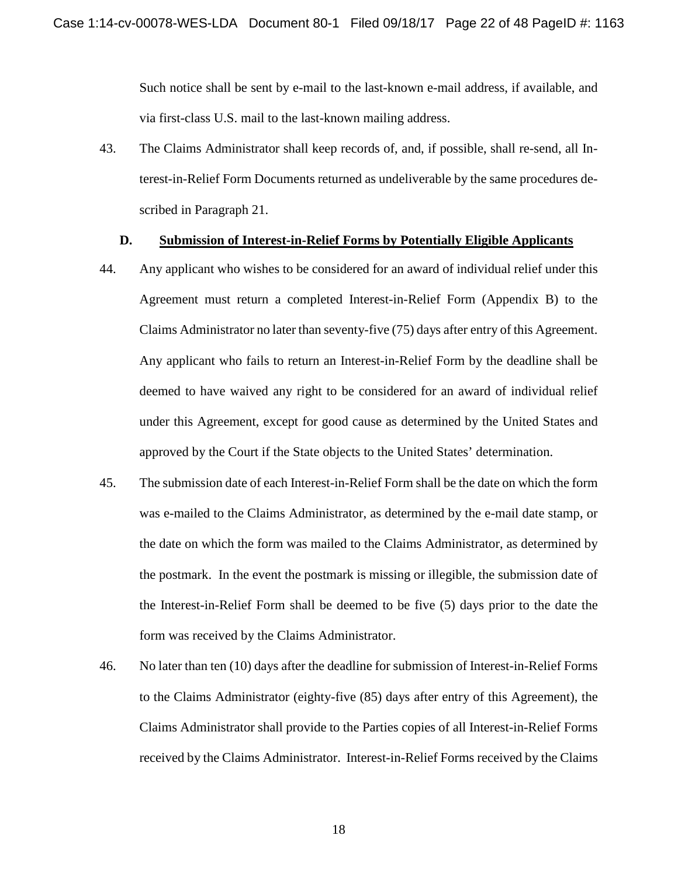Such notice shall be sent by e-mail to the last-known e-mail address, if available, and via first-class U.S. mail to the last-known mailing address.

43. The Claims Administrator shall keep records of, and, if possible, shall re-send, all Interest-in-Relief Form Documents returned as undeliverable by the same procedures described in Paragraph 21.

### D. Submission of Interest-in-Relief Forms by Potentially Eligible Applicants

44. Any applicant who wishes to be considered for an award of individual relief under this Agreement must return a completed Interest-in-Relief Form (Appendix B) to the Claims Administrator no later than seventy-five (75) days after entry of this Agreement. Any applicant who fails to return an Interest-in-Relief Form by the deadline shall be deemed to have waived any right to be considered for an award of individual relief under this Agreement, except for good cause as determined by the United States and approved by the Court if the State objects to the United States' determination.

45. The submission date of each Interest-in-Relief Form shall be the date on which the form was e-mailed to the Claims Administrator, as determined by the e-mail date stamp, or the date on which the form was mailed to the Claims Administrator, as determined by the postmark. In the event the postmark is missing or illegible, the submission date of the Interest-in-Relief Form shall be deemed to be five (5) days prior to the date the form was received by the Claims Administrator.

46. No later than ten (10) days after the deadline for submission of Interest-in-Relief Forms to the Claims Administrator (eighty-five (85) days after entry of this Agreement), the Claims Administrator shall provide to the Parties copies of all Interest-in-Relief Forms received by the Claims Administrator. Interest-in-Relief Forms received by the Claims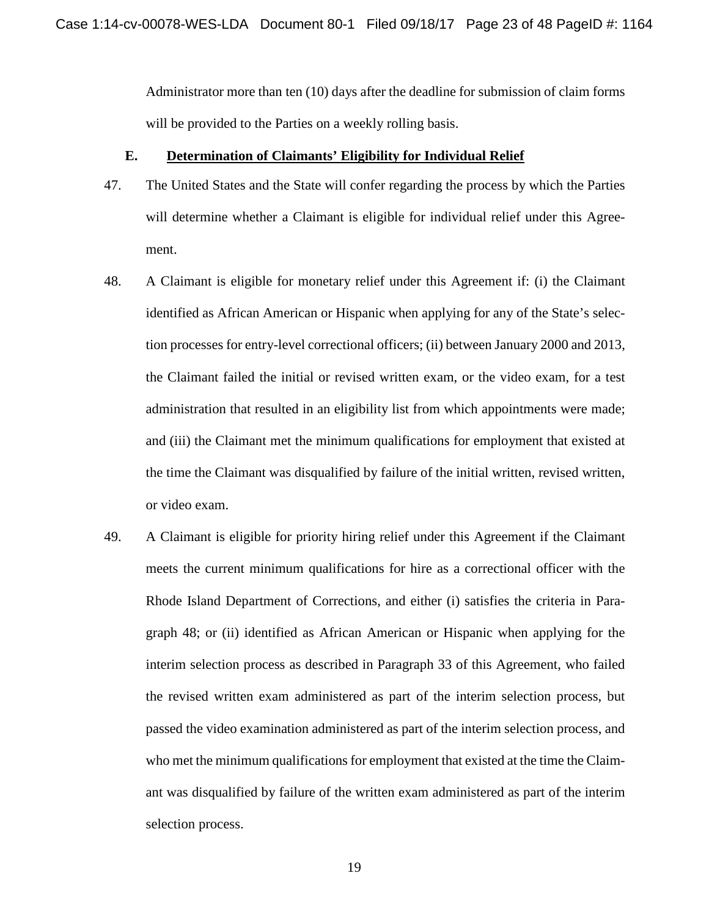Administrator more than ten (10) days after the deadline for submission of claim forms will be provided to the Parties on a weekly rolling basis.

### E. Determination of Claimants' Eligibility for Individual Relief

47. The United States and the State will confer regarding the process by which the Parties will determine whether a Claimant is eligible for individual relief under this Agreement.

48. A Claimant is eligible for monetary relief under this Agreement if: (i) the Claimant identified as African American or Hispanic when applying for any of the State's selection processes for entry-level correctional officers; (ii) between January 2000 and 2013, the Claimant failed the initial or revised written exam, or the video exam, for a test administration that resulted in an eligibility list from which appointments were made; and (iii) the Claimant met the minimum qualifications for employment that existed at the time the Claimant was disqualified by failure of the initial written, revised written, or video exam.

49. A Claimant is eligible for priority hiring relief under this Agreement if the Claimant meets the current minimum qualifications for hire as a correctional officer with the Rhode Island Department of Corrections, and either (i) satisfies the criteria in Paragraph 48; or (ii) identified as African American or Hispanic when applying for the interim selection process as described in Paragraph 33 of this Agreement, who failed the revised written exam administered as part of the interim selection process, but passed the video examination administered as part of the interim selection process, and who met the minimum qualifications for employment that existed at the time the Claimant was disqualified by failure of the written exam administered as part of the interim selection process.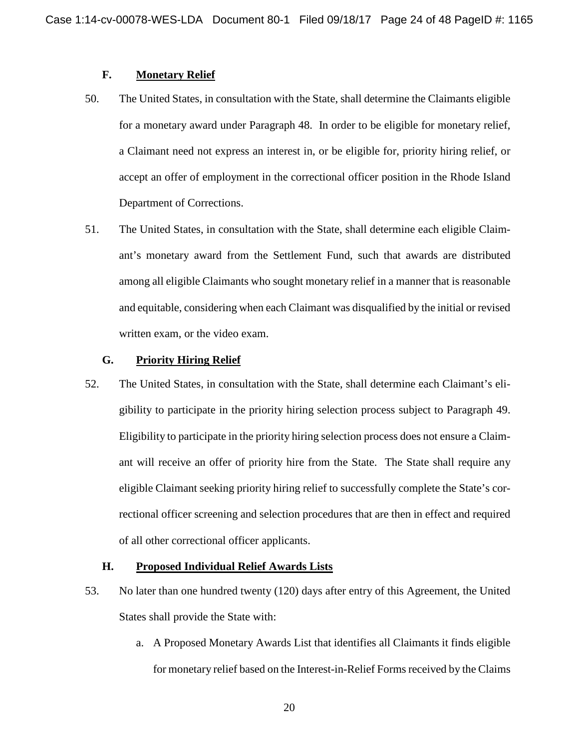### F. Monetary Relief

50. The United States, in consultation with the State, shall determine the Claimants eligible for a monetary award under Paragraph 48. In order to be eligible for monetary relief, a Claimant need not express an interest in, or be eligible for, priority hiring relief, or accept an offer of employment in the correctional officer position in the Rhode Island Department of Corrections.

51. The United States, in consultation with the State, shall determine each eligible Claimant's monetary award from the Settlement Fund, such that awards are distributed among all eligible Claimants who sought monetary relief in a manner that is reasonable and equitable, considering when each Claimant was disqualified by the initial or revised written exam, or the video exam.

### G. Priority Hiring Relief

52. The United States, in consultation with the State, shall determine each Claimant's eligibility to participate in the priority hiring selection process subject to Paragraph 49. Eligibility to participate in the priority hiring selection process does not ensure a Claimant will receive an offer of priority hire from the State. The State shall require any eligible Claimant seeking priority hiring relief to successfully complete the State's correctional officer screening and selection procedures that are then in effect and required of all other correctional officer applicants.

### H. Proposed Individual Relief Awards Lists

53. No later than one hundred twenty (120) days after entry of this Agreement, the United States shall provide the State with:

    a. A Proposed Monetary Awards List that identifies all Claimants it finds eligible for monetary relief based on the Interest-in-Relief Forms received by the Claims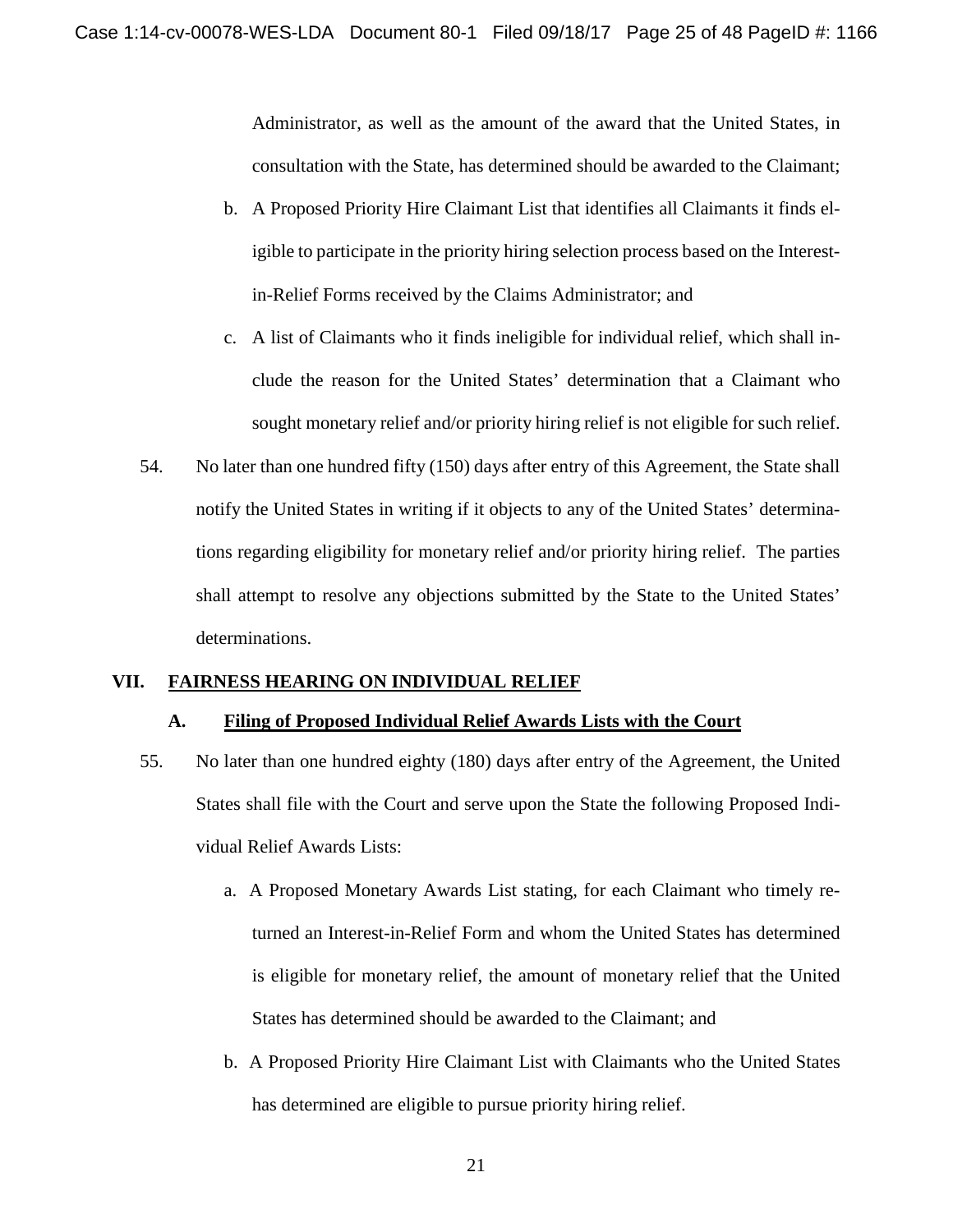Administrator, as well as the amount of the award that the United States, in consultation with the State, has determined should be awarded to the Claimant;

b. A Proposed Priority Hire Claimant List that identifies all Claimants it finds eligible to participate in the priority hiring selection process based on the Interest-in-Relief Forms received by the Claims Administrator; and

c. A list of Claimants who it finds ineligible for individual relief, which shall include the reason for the United States' determination that a Claimant who sought monetary relief and/or priority hiring relief is not eligible for such relief.

54. No later than one hundred fifty (150) days after entry of this Agreement, the State shall notify the United States in writing if it objects to any of the United States' determinations regarding eligibility for monetary relief and/or priority hiring relief. The parties shall attempt to resolve any objections submitted by the State to the United States' determinations.

## VII. FAIRNESS HEARING ON INDIVIDUAL RELIEF

### A. Filing of Proposed Individual Relief Awards Lists with the Court

55. No later than one hundred eighty (180) days after entry of the Agreement, the United States shall file with the Court and serve upon the State the following Proposed Individual Relief Awards Lists:

a. A Proposed Monetary Awards List stating, for each Claimant who timely returned an Interest-in-Relief Form and whom the United States has determined is eligible for monetary relief, the amount of monetary relief that the United States has determined should be awarded to the Claimant; and

b. A Proposed Priority Hire Claimant List with Claimants who the United States has determined are eligible to pursue priority hiring relief.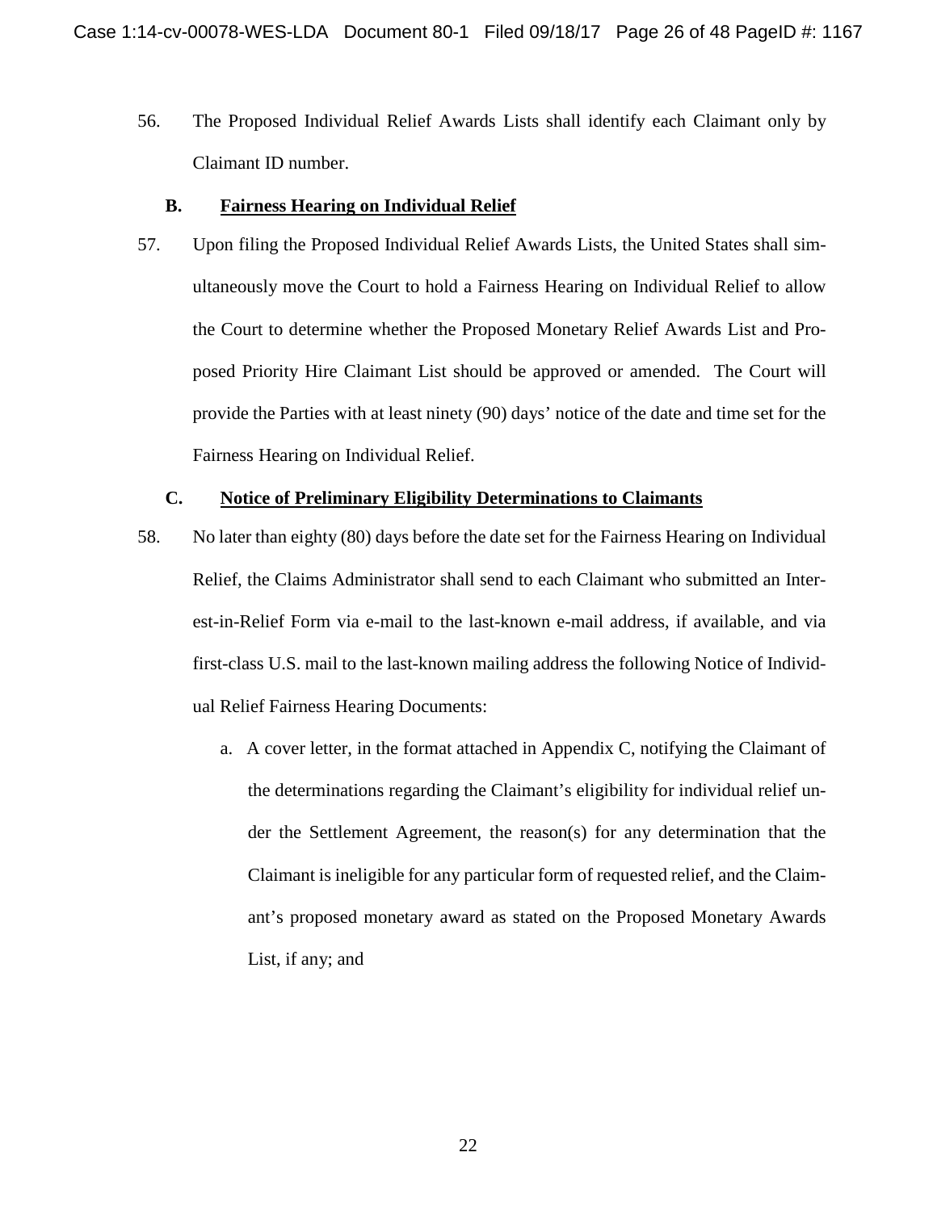56. The Proposed Individual Relief Awards Lists shall identify each Claimant only by Claimant ID number.

### B. Fairness Hearing on Individual Relief

57. Upon filing the Proposed Individual Relief Awards Lists, the United States shall simultaneously move the Court to hold a Fairness Hearing on Individual Relief to allow the Court to determine whether the Proposed Monetary Relief Awards List and Proposed Priority Hire Claimant List should be approved or amended. The Court will provide the Parties with at least ninety (90) days' notice of the date and time set for the Fairness Hearing on Individual Relief.

### C. Notice of Preliminary Eligibility Determinations to Claimants

58. No later than eighty (80) days before the date set for the Fairness Hearing on Individual Relief, the Claims Administrator shall send to each Claimant who submitted an Interest-in-Relief Form via e-mail to the last-known e-mail address, if available, and via first-class U.S. mail to the last-known mailing address the following Notice of Individual Relief Fairness Hearing Documents:

    a. A cover letter, in the format attached in Appendix C, notifying the Claimant of the determinations regarding the Claimant's eligibility for individual relief under the Settlement Agreement, the reason(s) for any determination that the Claimant is ineligible for any particular form of requested relief, and the Claimant's proposed monetary award as stated on the Proposed Monetary Awards List, if any; and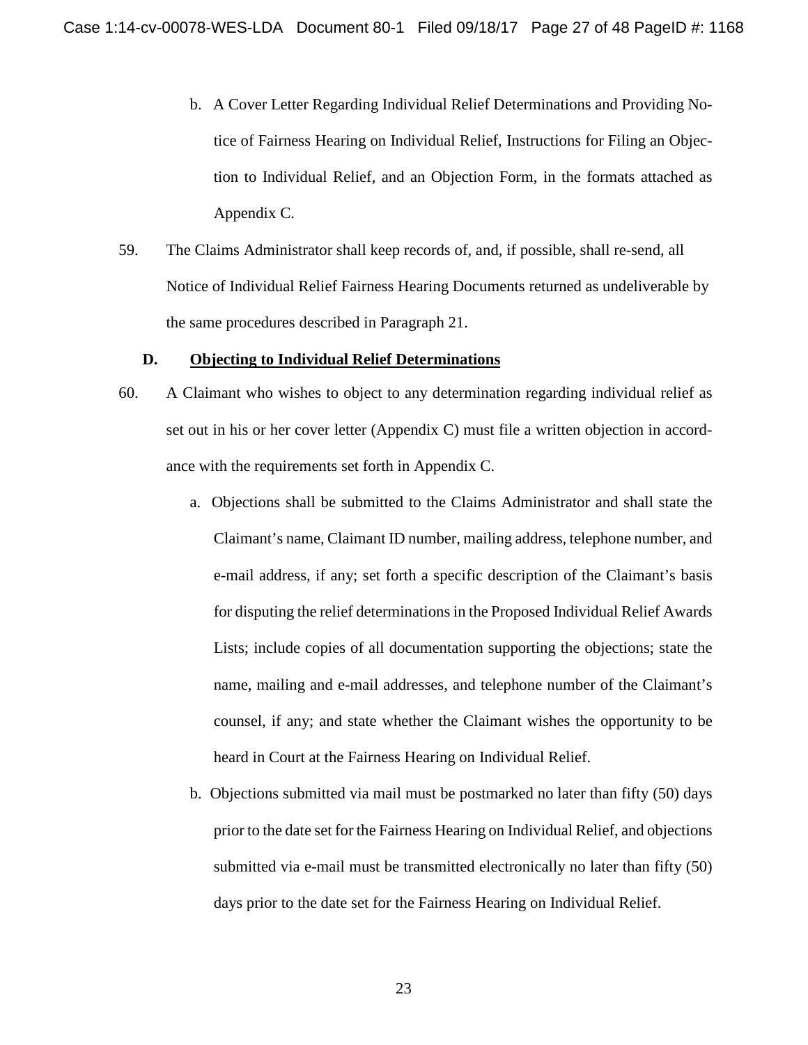b. A Cover Letter Regarding Individual Relief Determinations and Providing Notice of Fairness Hearing on Individual Relief, Instructions for Filing an Objection to Individual Relief, and an Objection Form, in the formats attached as Appendix C.

59. The Claims Administrator shall keep records of, and, if possible, shall re-send, all Notice of Individual Relief Fairness Hearing Documents returned as undeliverable by the same procedures described in Paragraph 21.

**D. <u>Objecting to Individual Relief Determinations</u>**

60. A Claimant who wishes to object to any determination regarding individual relief as set out in his or her cover letter (Appendix C) must file a written objection in accordance with the requirements set forth in Appendix C.

a. Objections shall be submitted to the Claims Administrator and shall state the Claimant's name, Claimant ID number, mailing address, telephone number, and e-mail address, if any; set forth a specific description of the Claimant's basis for disputing the relief determinations in the Proposed Individual Relief Awards Lists; include copies of all documentation supporting the objections; state the name, mailing and e-mail addresses, and telephone number of the Claimant's counsel, if any; and state whether the Claimant wishes the opportunity to be heard in Court at the Fairness Hearing on Individual Relief.

b. Objections submitted via mail must be postmarked no later than fifty (50) days prior to the date set for the Fairness Hearing on Individual Relief, and objections submitted via e-mail must be transmitted electronically no later than fifty (50) days prior to the date set for the Fairness Hearing on Individual Relief.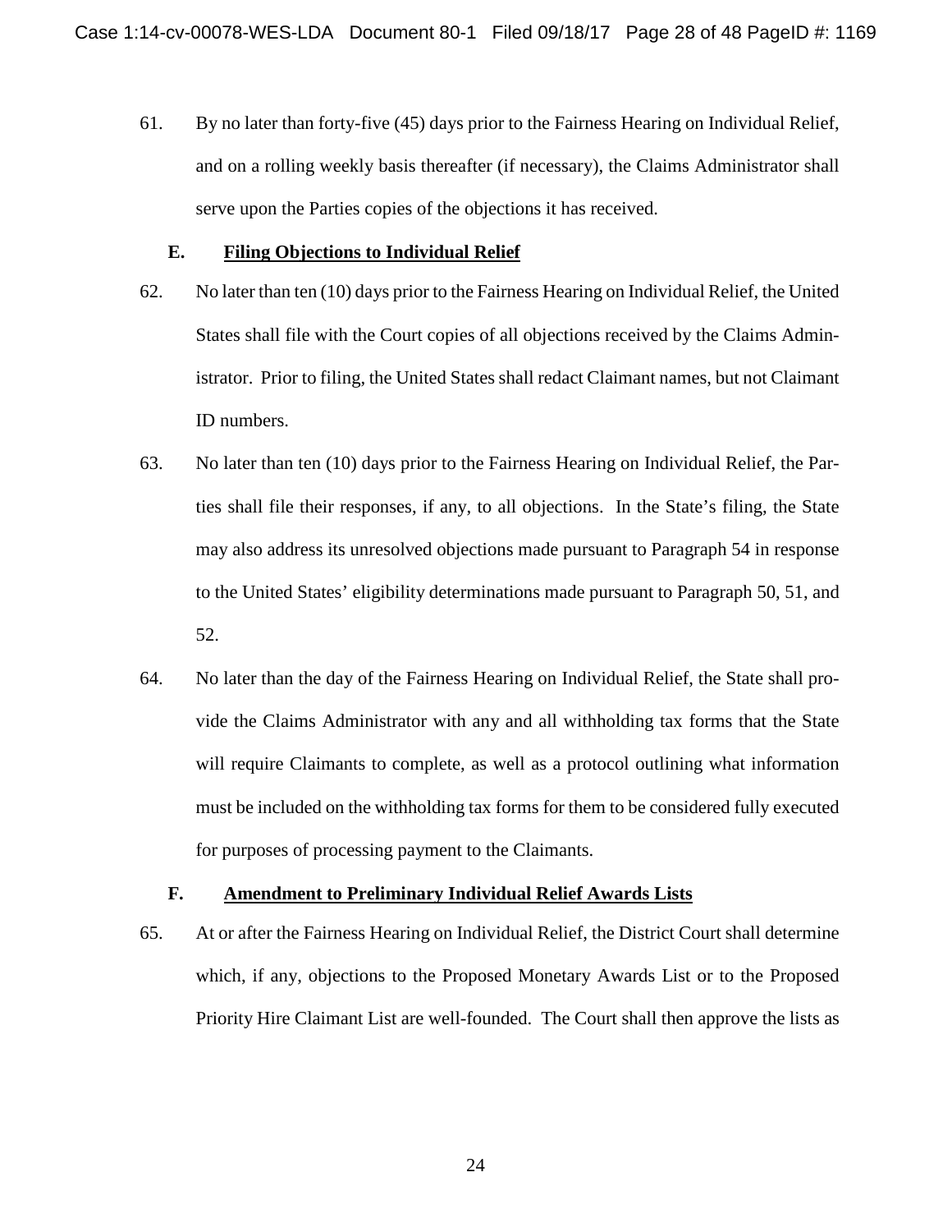61. By no later than forty-five (45) days prior to the Fairness Hearing on Individual Relief, and on a rolling weekly basis thereafter (if necessary), the Claims Administrator shall serve upon the Parties copies of the objections it has received.

### E. Filing Objections to Individual Relief

62. No later than ten (10) days prior to the Fairness Hearing on Individual Relief, the United States shall file with the Court copies of all objections received by the Claims Administrator. Prior to filing, the United States shall redact Claimant names, but not Claimant ID numbers.

63. No later than ten (10) days prior to the Fairness Hearing on Individual Relief, the Parties shall file their responses, if any, to all objections. In the State's filing, the State may also address its unresolved objections made pursuant to Paragraph 54 in response to the United States' eligibility determinations made pursuant to Paragraph 50, 51, and 52.

64. No later than the day of the Fairness Hearing on Individual Relief, the State shall provide the Claims Administrator with any and all withholding tax forms that the State will require Claimants to complete, as well as a protocol outlining what information must be included on the withholding tax forms for them to be considered fully executed for purposes of processing payment to the Claimants.

### F. Amendment to Preliminary Individual Relief Awards Lists

65. At or after the Fairness Hearing on Individual Relief, the District Court shall determine which, if any, objections to the Proposed Monetary Awards List or to the Proposed Priority Hire Claimant List are well-founded. The Court shall then approve the lists as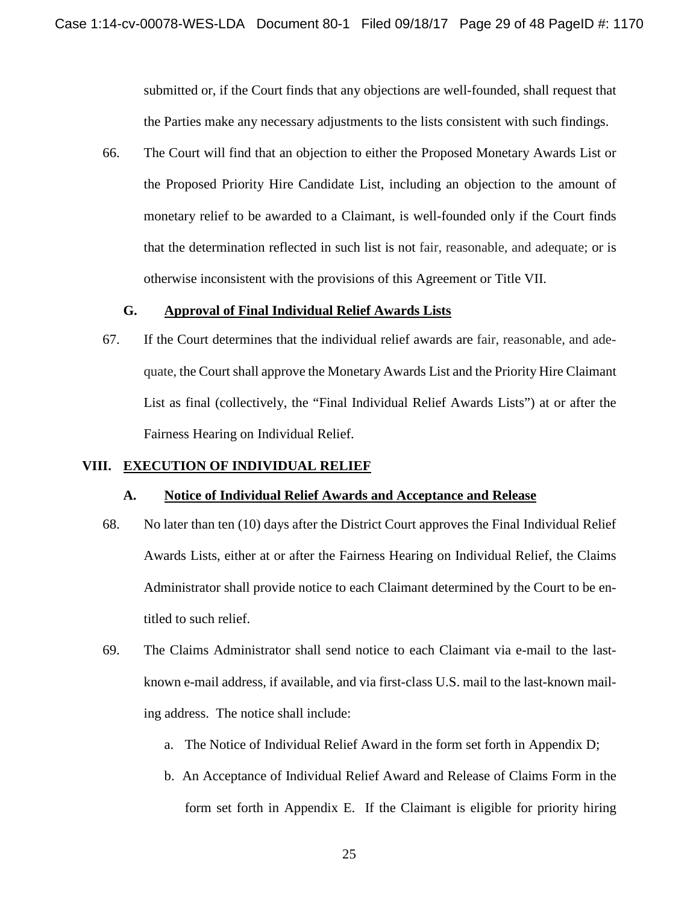submitted or, if the Court finds that any objections are well-founded, shall request that the Parties make any necessary adjustments to the lists consistent with such findings.

66. The Court will find that an objection to either the Proposed Monetary Awards List or the Proposed Priority Hire Candidate List, including an objection to the amount of monetary relief to be awarded to a Claimant, is well-founded only if the Court finds that the determination reflected in such list is not fair, reasonable, and adequate; or is otherwise inconsistent with the provisions of this Agreement or Title VII.

### G. Approval of Final Individual Relief Awards Lists

67. If the Court determines that the individual relief awards are fair, reasonable, and adequate, the Court shall approve the Monetary Awards List and the Priority Hire Claimant List as final (collectively, the "Final Individual Relief Awards Lists") at or after the Fairness Hearing on Individual Relief.

## VIII. EXECUTION OF INDIVIDUAL RELIEF

### A. Notice of Individual Relief Awards and Acceptance and Release

68. No later than ten (10) days after the District Court approves the Final Individual Relief Awards Lists, either at or after the Fairness Hearing on Individual Relief, the Claims Administrator shall provide notice to each Claimant determined by the Court to be entitled to such relief.

69. The Claims Administrator shall send notice to each Claimant via e-mail to the last-known e-mail address, if available, and via first-class U.S. mail to the last-known mailing address. The notice shall include:

   a. The Notice of Individual Relief Award in the form set forth in Appendix D;

   b. An Acceptance of Individual Relief Award and Release of Claims Form in the form set forth in Appendix E. If the Claimant is eligible for priority hiring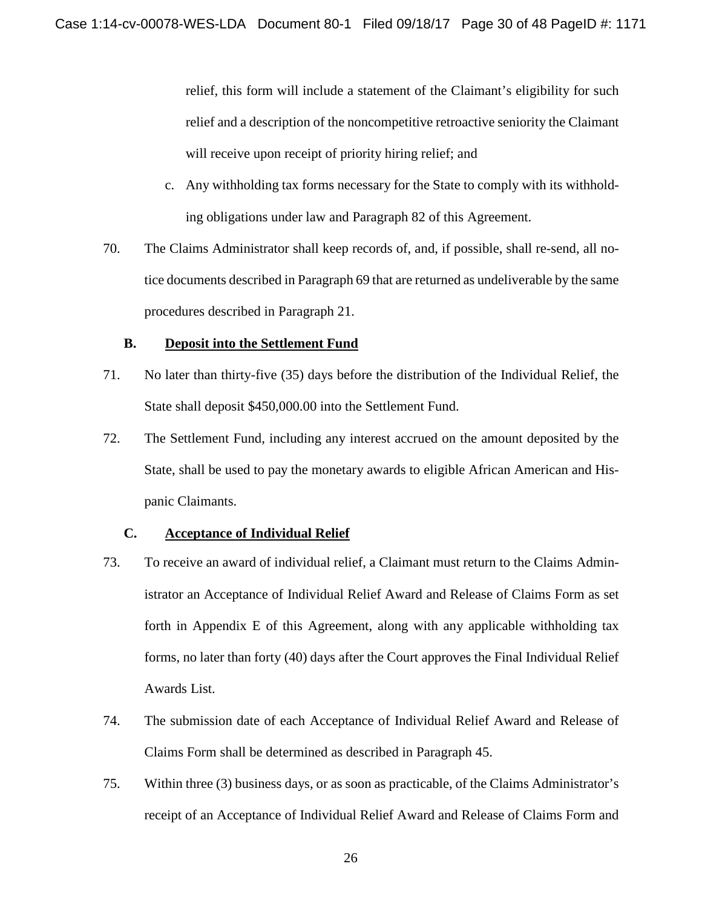relief, this form will include a statement of the Claimant's eligibility for such relief and a description of the noncompetitive retroactive seniority the Claimant will receive upon receipt of priority hiring relief; and

c. Any withholding tax forms necessary for the State to comply with its withholding obligations under law and Paragraph 82 of this Agreement.

70. The Claims Administrator shall keep records of, and, if possible, shall re-send, all notice documents described in Paragraph 69 that are returned as undeliverable by the same procedures described in Paragraph 21.

**B. Deposit into the Settlement Fund**

71. No later than thirty-five (35) days before the distribution of the Individual Relief, the State shall deposit $450,000.00 into the Settlement Fund.

72. The Settlement Fund, including any interest accrued on the amount deposited by the State, shall be used to pay the monetary awards to eligible African American and Hispanic Claimants.

**C. Acceptance of Individual Relief**

73. To receive an award of individual relief, a Claimant must return to the Claims Administrator an Acceptance of Individual Relief Award and Release of Claims Form as set forth in Appendix E of this Agreement, along with any applicable withholding tax forms, no later than forty (40) days after the Court approves the Final Individual Relief Awards List.

74. The submission date of each Acceptance of Individual Relief Award and Release of Claims Form shall be determined as described in Paragraph 45.

75. Within three (3) business days, or as soon as practicable, of the Claims Administrator's receipt of an Acceptance of Individual Relief Award and Release of Claims Form and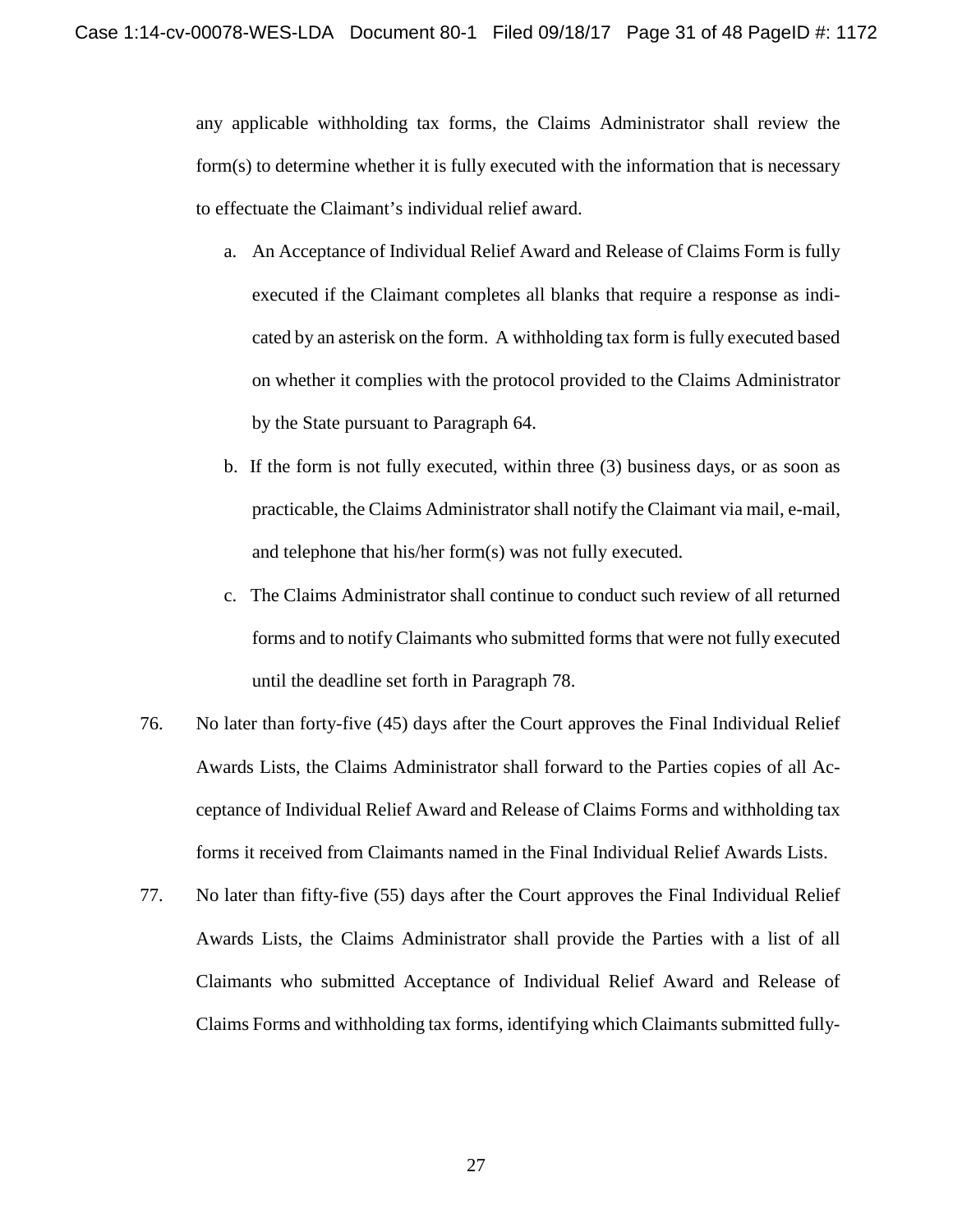any applicable withholding tax forms, the Claims Administrator shall review the form(s) to determine whether it is fully executed with the information that is necessary to effectuate the Claimant's individual relief award.

a. An Acceptance of Individual Relief Award and Release of Claims Form is fully executed if the Claimant completes all blanks that require a response as indicated by an asterisk on the form. A withholding tax form is fully executed based on whether it complies with the protocol provided to the Claims Administrator by the State pursuant to Paragraph 64.

b. If the form is not fully executed, within three (3) business days, or as soon as practicable, the Claims Administrator shall notify the Claimant via mail, e-mail, and telephone that his/her form(s) was not fully executed.

c. The Claims Administrator shall continue to conduct such review of all returned forms and to notify Claimants who submitted forms that were not fully executed until the deadline set forth in Paragraph 78.

76. No later than forty-five (45) days after the Court approves the Final Individual Relief Awards Lists, the Claims Administrator shall forward to the Parties copies of all Acceptance of Individual Relief Award and Release of Claims Forms and withholding tax forms it received from Claimants named in the Final Individual Relief Awards Lists.

77. No later than fifty-five (55) days after the Court approves the Final Individual Relief Awards Lists, the Claims Administrator shall provide the Parties with a list of all Claimants who submitted Acceptance of Individual Relief Award and Release of Claims Forms and withholding tax forms, identifying which Claimants submitted fully-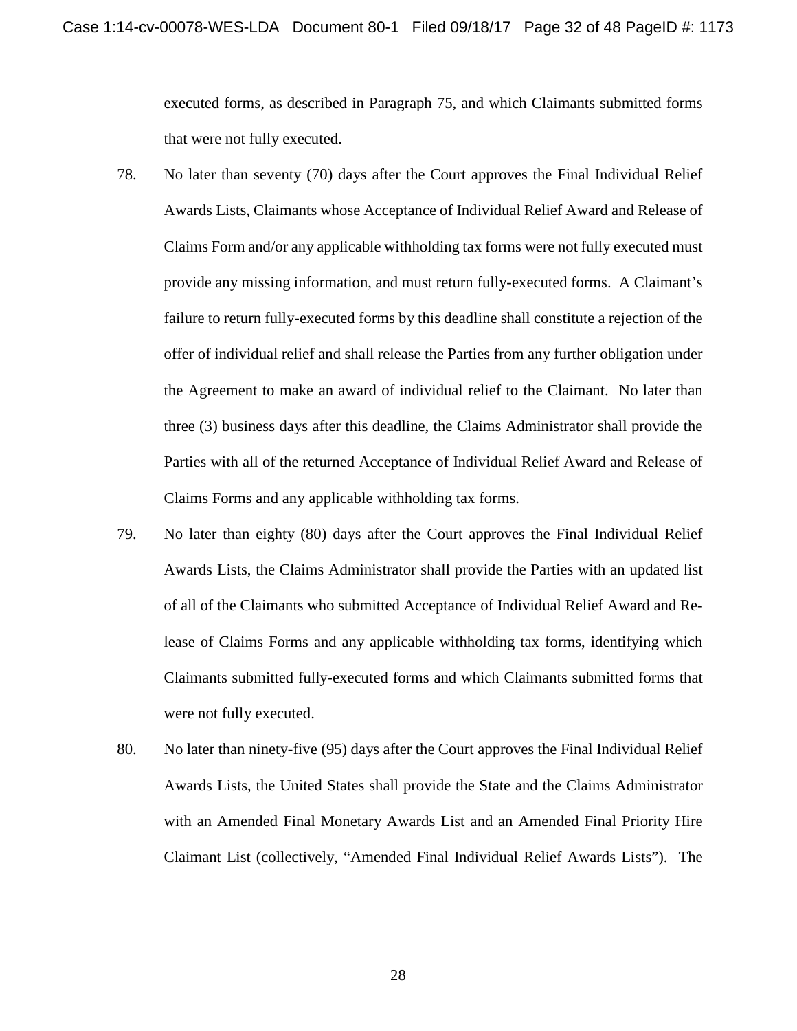executed forms, as described in Paragraph 75, and which Claimants submitted forms that were not fully executed.

78. No later than seventy (70) days after the Court approves the Final Individual Relief Awards Lists, Claimants whose Acceptance of Individual Relief Award and Release of Claims Form and/or any applicable withholding tax forms were not fully executed must provide any missing information, and must return fully-executed forms. A Claimant's failure to return fully-executed forms by this deadline shall constitute a rejection of the offer of individual relief and shall release the Parties from any further obligation under the Agreement to make an award of individual relief to the Claimant. No later than three (3) business days after this deadline, the Claims Administrator shall provide the Parties with all of the returned Acceptance of Individual Relief Award and Release of Claims Forms and any applicable withholding tax forms.

79. No later than eighty (80) days after the Court approves the Final Individual Relief Awards Lists, the Claims Administrator shall provide the Parties with an updated list of all of the Claimants who submitted Acceptance of Individual Relief Award and Release of Claims Forms and any applicable withholding tax forms, identifying which Claimants submitted fully-executed forms and which Claimants submitted forms that were not fully executed.

80. No later than ninety-five (95) days after the Court approves the Final Individual Relief Awards Lists, the United States shall provide the State and the Claims Administrator with an Amended Final Monetary Awards List and an Amended Final Priority Hire Claimant List (collectively, "Amended Final Individual Relief Awards Lists"). The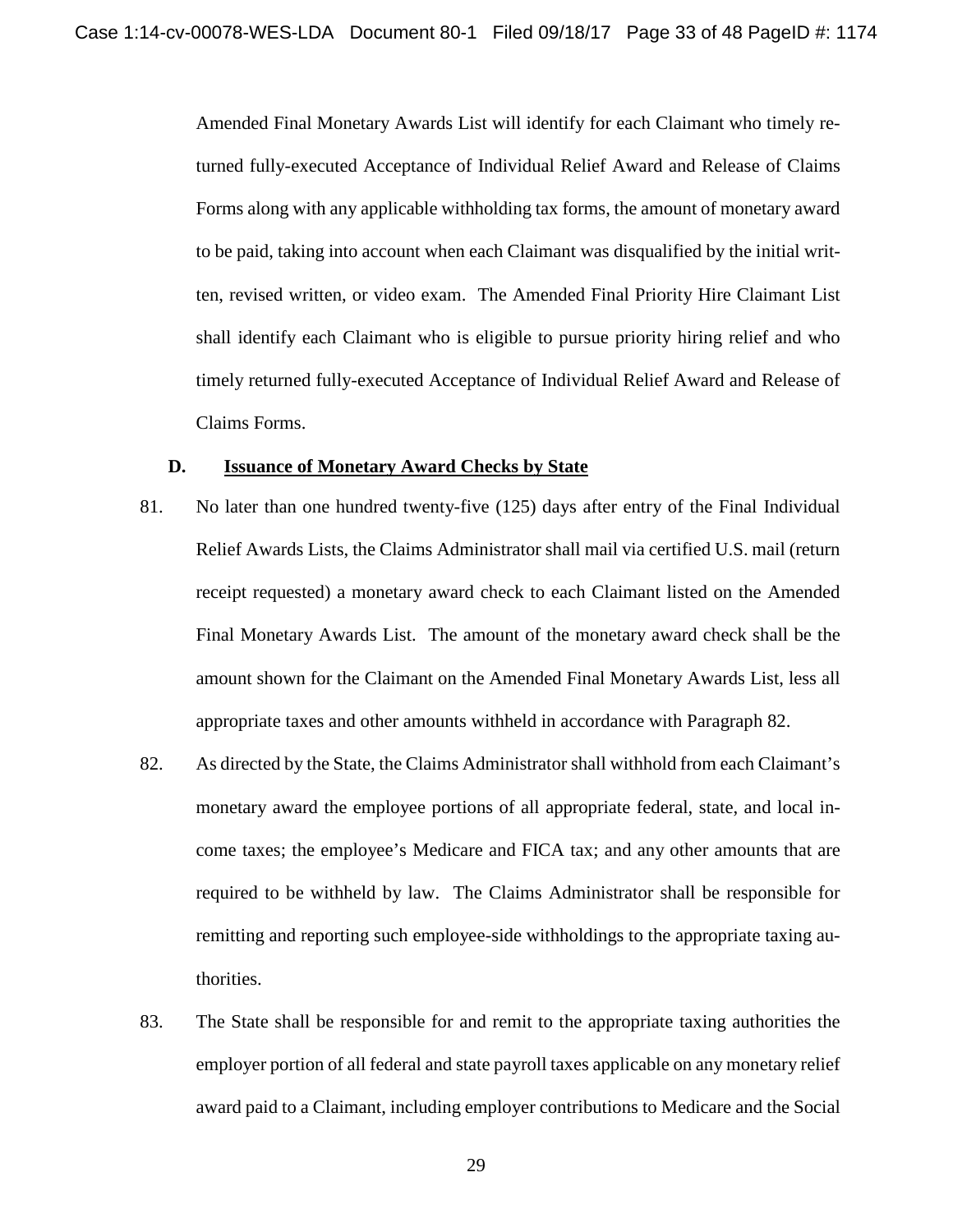Amended Final Monetary Awards List will identify for each Claimant who timely returned fully-executed Acceptance of Individual Relief Award and Release of Claims Forms along with any applicable withholding tax forms, the amount of monetary award to be paid, taking into account when each Claimant was disqualified by the initial written, revised written, or video exam. The Amended Final Priority Hire Claimant List shall identify each Claimant who is eligible to pursue priority hiring relief and who timely returned fully-executed Acceptance of Individual Relief Award and Release of Claims Forms.

**D. <u>Issuance of Monetary Award Checks by State</u>**

81. No later than one hundred twenty-five (125) days after entry of the Final Individual Relief Awards Lists, the Claims Administrator shall mail via certified U.S. mail (return receipt requested) a monetary award check to each Claimant listed on the Amended Final Monetary Awards List. The amount of the monetary award check shall be the amount shown for the Claimant on the Amended Final Monetary Awards List, less all appropriate taxes and other amounts withheld in accordance with Paragraph 82.

82. As directed by the State, the Claims Administrator shall withhold from each Claimant's monetary award the employee portions of all appropriate federal, state, and local income taxes; the employee's Medicare and FICA tax; and any other amounts that are required to be withheld by law. The Claims Administrator shall be responsible for remitting and reporting such employee-side withholdings to the appropriate taxing authorities.

83. The State shall be responsible for and remit to the appropriate taxing authorities the employer portion of all federal and state payroll taxes applicable on any monetary relief award paid to a Claimant, including employer contributions to Medicare and the Social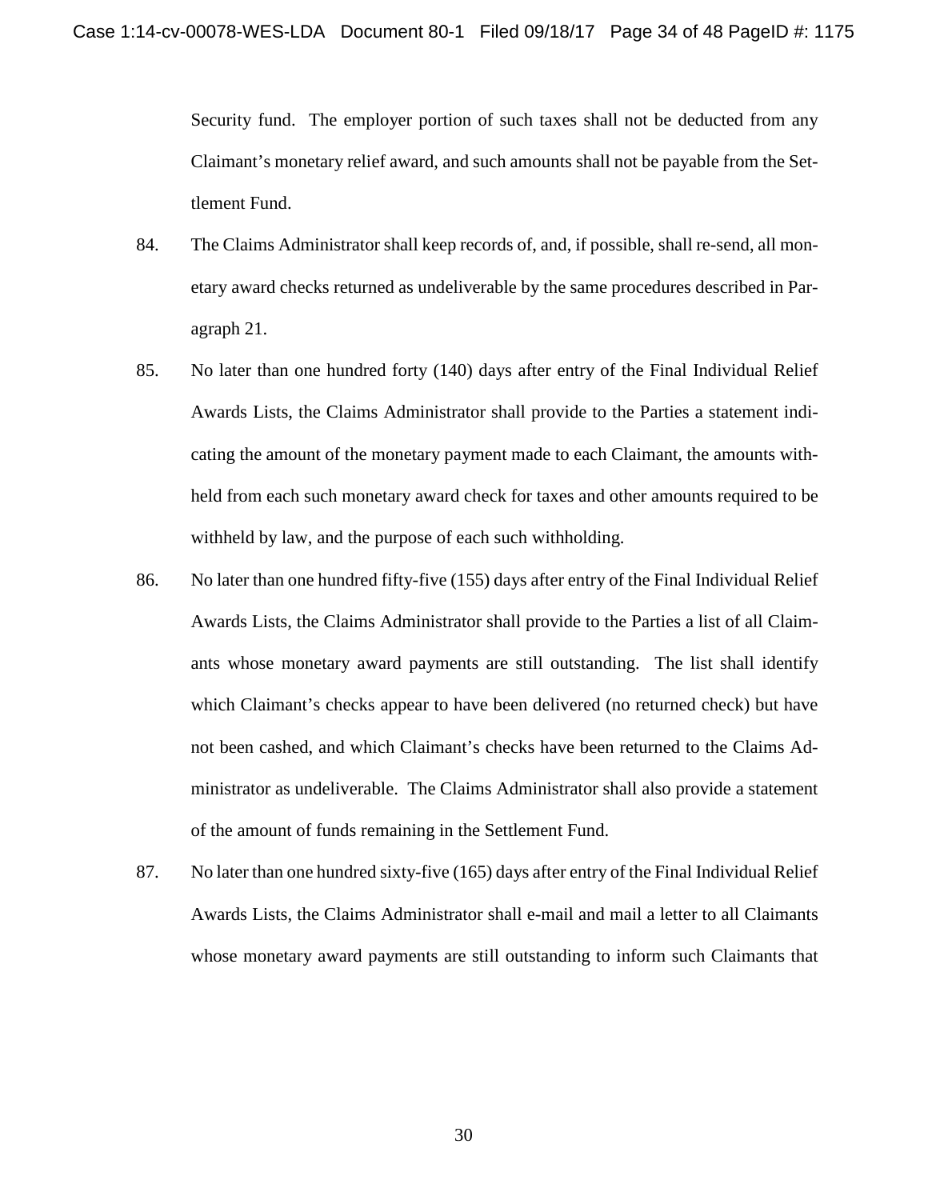Security fund. The employer portion of such taxes shall not be deducted from any Claimant's monetary relief award, and such amounts shall not be payable from the Settlement Fund.

84. The Claims Administrator shall keep records of, and, if possible, shall re-send, all monetary award checks returned as undeliverable by the same procedures described in Paragraph 21.

85. No later than one hundred forty (140) days after entry of the Final Individual Relief Awards Lists, the Claims Administrator shall provide to the Parties a statement indicating the amount of the monetary payment made to each Claimant, the amounts withheld from each such monetary award check for taxes and other amounts required to be withheld by law, and the purpose of each such withholding.

86. No later than one hundred fifty-five (155) days after entry of the Final Individual Relief Awards Lists, the Claims Administrator shall provide to the Parties a list of all Claimants whose monetary award payments are still outstanding. The list shall identify which Claimant's checks appear to have been delivered (no returned check) but have not been cashed, and which Claimant's checks have been returned to the Claims Administrator as undeliverable. The Claims Administrator shall also provide a statement of the amount of funds remaining in the Settlement Fund.

87. No later than one hundred sixty-five (165) days after entry of the Final Individual Relief Awards Lists, the Claims Administrator shall e-mail and mail a letter to all Claimants whose monetary award payments are still outstanding to inform such Claimants that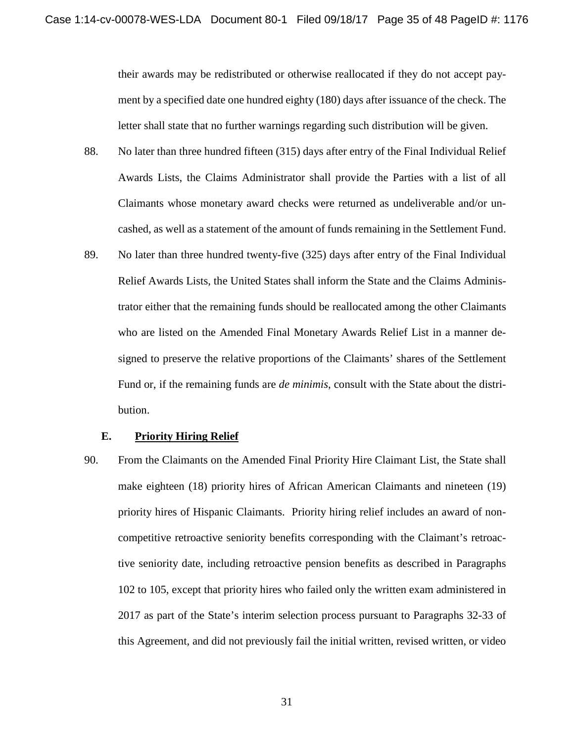their awards may be redistributed or otherwise reallocated if they do not accept payment by a specified date one hundred eighty (180) days after issuance of the check. The letter shall state that no further warnings regarding such distribution will be given.

88. No later than three hundred fifteen (315) days after entry of the Final Individual Relief Awards Lists, the Claims Administrator shall provide the Parties with a list of all Claimants whose monetary award checks were returned as undeliverable and/or uncashed, as well as a statement of the amount of funds remaining in the Settlement Fund.

89. No later than three hundred twenty-five (325) days after entry of the Final Individual Relief Awards Lists, the United States shall inform the State and the Claims Administrator either that the remaining funds should be reallocated among the other Claimants who are listed on the Amended Final Monetary Awards Relief List in a manner designed to preserve the relative proportions of the Claimants' shares of the Settlement Fund or, if the remaining funds are *de minimis*, consult with the State about the distribution.

### E. Priority Hiring Relief

90. From the Claimants on the Amended Final Priority Hire Claimant List, the State shall make eighteen (18) priority hires of African American Claimants and nineteen (19) priority hires of Hispanic Claimants. Priority hiring relief includes an award of non-competitive retroactive seniority benefits corresponding with the Claimant's retroactive seniority date, including retroactive pension benefits as described in Paragraphs 102 to 105, except that priority hires who failed only the written exam administered in 2017 as part of the State's interim selection process pursuant to Paragraphs 32-33 of this Agreement, and did not previously fail the initial written, revised written, or video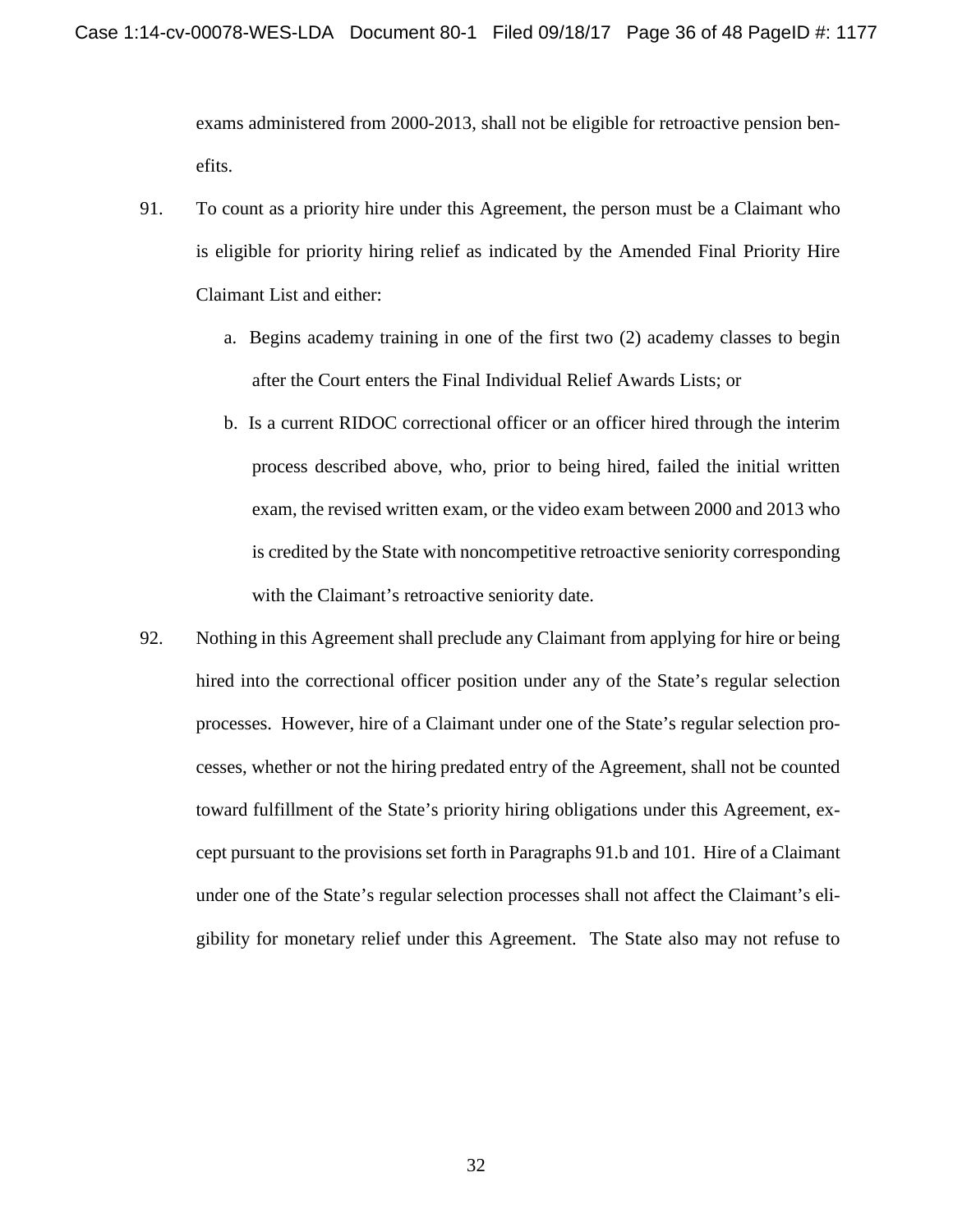exams administered from 2000-2013, shall not be eligible for retroactive pension benefits.

91. To count as a priority hire under this Agreement, the person must be a Claimant who is eligible for priority hiring relief as indicated by the Amended Final Priority Hire Claimant List and either:

    a. Begins academy training in one of the first two (2) academy classes to begin after the Court enters the Final Individual Relief Awards Lists; or

    b. Is a current RIDOC correctional officer or an officer hired through the interim process described above, who, prior to being hired, failed the initial written exam, the revised written exam, or the video exam between 2000 and 2013 who is credited by the State with noncompetitive retroactive seniority corresponding with the Claimant's retroactive seniority date.

92. Nothing in this Agreement shall preclude any Claimant from applying for hire or being hired into the correctional officer position under any of the State's regular selection processes. However, hire of a Claimant under one of the State's regular selection processes, whether or not the hiring predated entry of the Agreement, shall not be counted toward fulfillment of the State's priority hiring obligations under this Agreement, except pursuant to the provisions set forth in Paragraphs 91.b and 101. Hire of a Claimant under one of the State's regular selection processes shall not affect the Claimant's eligibility for monetary relief under this Agreement. The State also may not refuse to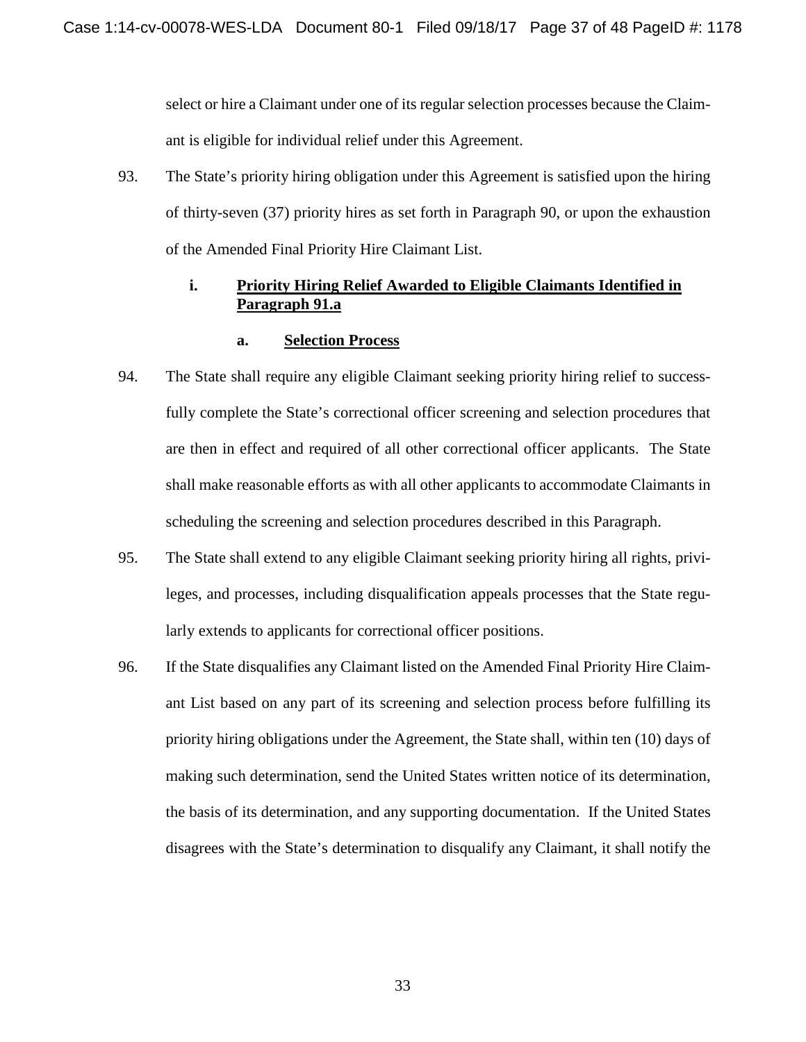select or hire a Claimant under one of its regular selection processes because the Claimant is eligible for individual relief under this Agreement.

93. The State's priority hiring obligation under this Agreement is satisfied upon the hiring of thirty-seven (37) priority hires as set forth in Paragraph 90, or upon the exhaustion of the Amended Final Priority Hire Claimant List.

### i. Priority Hiring Relief Awarded to Eligible Claimants Identified in Paragraph 91.a

#### a. Selection Process

94. The State shall require any eligible Claimant seeking priority hiring relief to successfully complete the State's correctional officer screening and selection procedures that are then in effect and required of all other correctional officer applicants. The State shall make reasonable efforts as with all other applicants to accommodate Claimants in scheduling the screening and selection procedures described in this Paragraph.

95. The State shall extend to any eligible Claimant seeking priority hiring all rights, privileges, and processes, including disqualification appeals processes that the State regularly extends to applicants for correctional officer positions.

96. If the State disqualifies any Claimant listed on the Amended Final Priority Hire Claimant List based on any part of its screening and selection process before fulfilling its priority hiring obligations under the Agreement, the State shall, within ten (10) days of making such determination, send the United States written notice of its determination, the basis of its determination, and any supporting documentation. If the United States disagrees with the State's determination to disqualify any Claimant, it shall notify the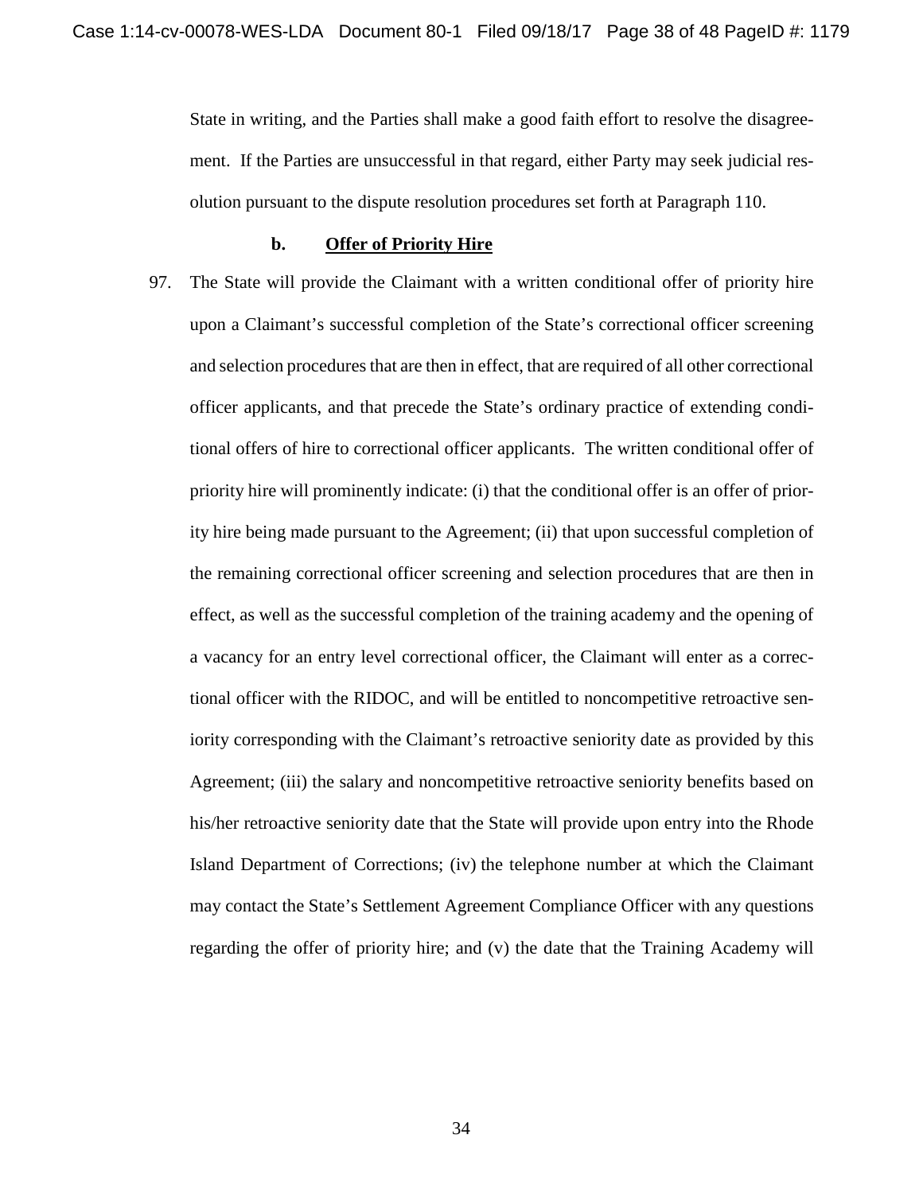State in writing, and the Parties shall make a good faith effort to resolve the disagreement. If the Parties are unsuccessful in that regard, either Party may seek judicial resolution pursuant to the dispute resolution procedures set forth at Paragraph 110.

**b. Offer of Priority Hire**

97. The State will provide the Claimant with a written conditional offer of priority hire upon a Claimant's successful completion of the State's correctional officer screening and selection procedures that are then in effect, that are required of all other correctional officer applicants, and that precede the State's ordinary practice of extending conditional offers of hire to correctional officer applicants. The written conditional offer of priority hire will prominently indicate: (i) that the conditional offer is an offer of priority hire being made pursuant to the Agreement; (ii) that upon successful completion of the remaining correctional officer screening and selection procedures that are then in effect, as well as the successful completion of the training academy and the opening of a vacancy for an entry level correctional officer, the Claimant will enter as a correctional officer with the RIDOC, and will be entitled to noncompetitive retroactive seniority corresponding with the Claimant's retroactive seniority date as provided by this Agreement; (iii) the salary and noncompetitive retroactive seniority benefits based on his/her retroactive seniority date that the State will provide upon entry into the Rhode Island Department of Corrections; (iv) the telephone number at which the Claimant may contact the State's Settlement Agreement Compliance Officer with any questions regarding the offer of priority hire; and (v) the date that the Training Academy will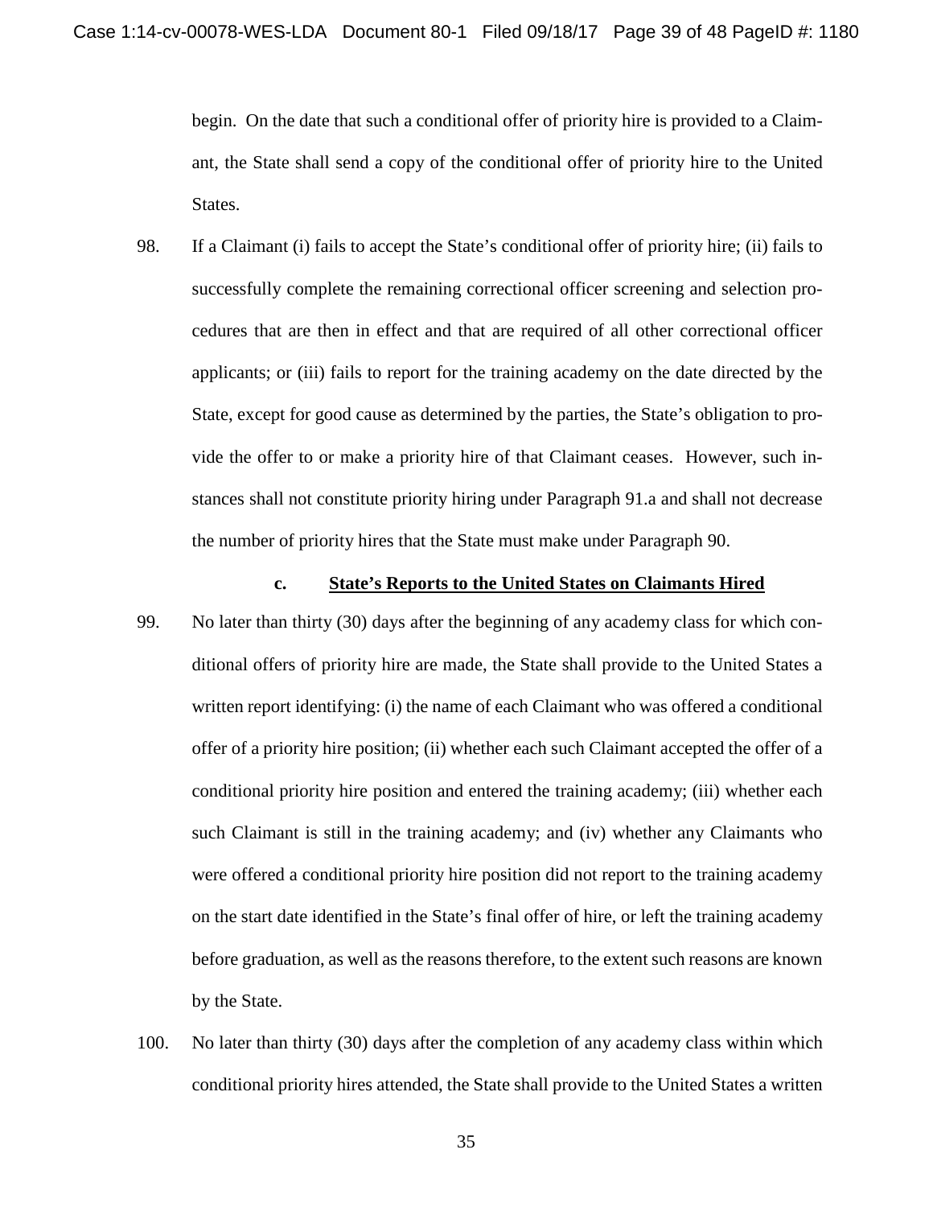begin. On the date that such a conditional offer of priority hire is provided to a Claimant, the State shall send a copy of the conditional offer of priority hire to the United States.

98. If a Claimant (i) fails to accept the State's conditional offer of priority hire; (ii) fails to successfully complete the remaining correctional officer screening and selection procedures that are then in effect and that are required of all other correctional officer applicants; or (iii) fails to report for the training academy on the date directed by the State, except for good cause as determined by the parties, the State's obligation to provide the offer to or make a priority hire of that Claimant ceases. However, such instances shall not constitute priority hiring under Paragraph 91.a and shall not decrease the number of priority hires that the State must make under Paragraph 90.

### c. State's Reports to the United States on Claimants Hired

99. No later than thirty (30) days after the beginning of any academy class for which conditional offers of priority hire are made, the State shall provide to the United States a written report identifying: (i) the name of each Claimant who was offered a conditional offer of a priority hire position; (ii) whether each such Claimant accepted the offer of a conditional priority hire position and entered the training academy; (iii) whether each such Claimant is still in the training academy; and (iv) whether any Claimants who were offered a conditional priority hire position did not report to the training academy on the start date identified in the State's final offer of hire, or left the training academy before graduation, as well as the reasons therefore, to the extent such reasons are known by the State.

100. No later than thirty (30) days after the completion of any academy class within which conditional priority hires attended, the State shall provide to the United States a written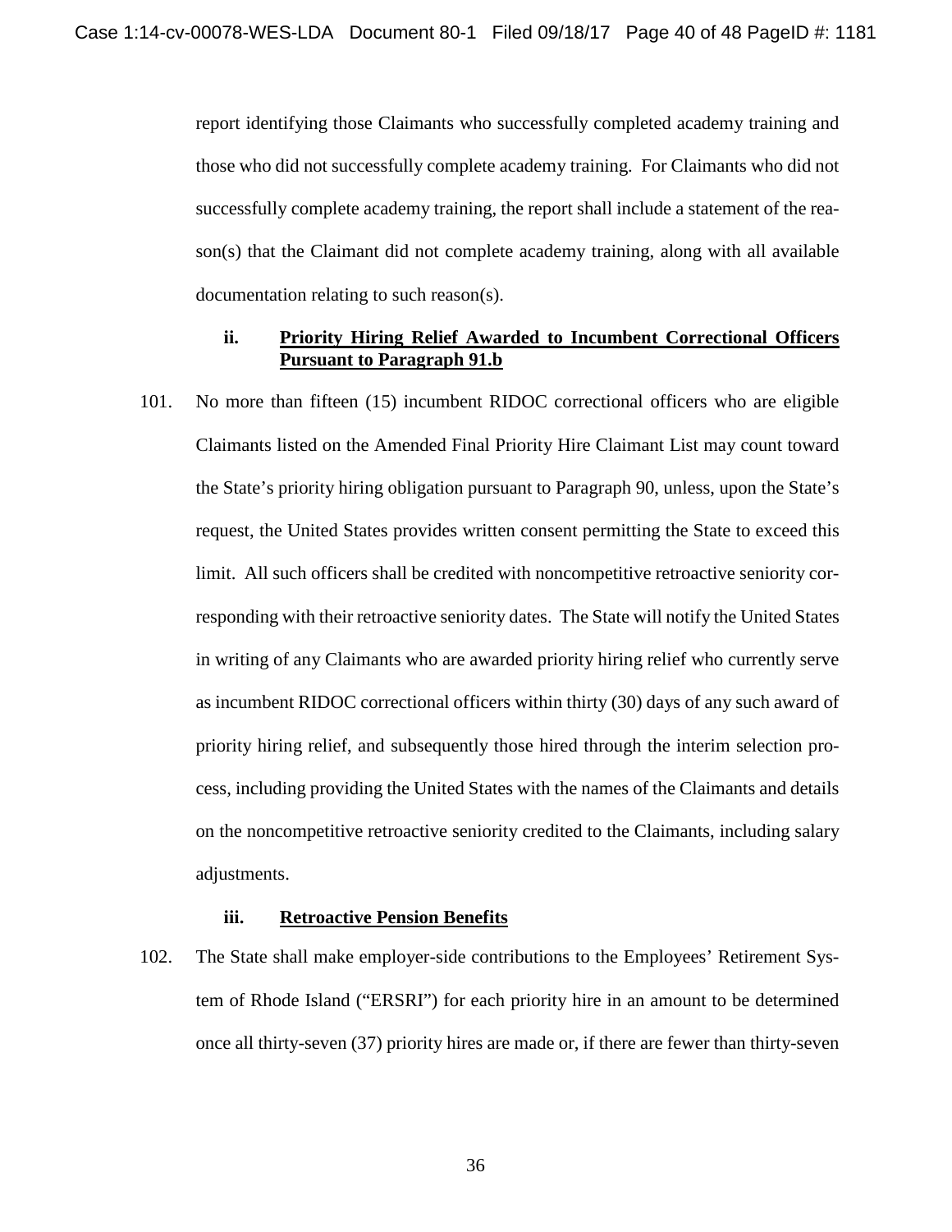report identifying those Claimants who successfully completed academy training and those who did not successfully complete academy training. For Claimants who did not successfully complete academy training, the report shall include a statement of the reason(s) that the Claimant did not complete academy training, along with all available documentation relating to such reason(s).

### ii. Priority Hiring Relief Awarded to Incumbent Correctional Officers Pursuant to Paragraph 91.b

101. No more than fifteen (15) incumbent RIDOC correctional officers who are eligible Claimants listed on the Amended Final Priority Hire Claimant List may count toward the State's priority hiring obligation pursuant to Paragraph 90, unless, upon the State's request, the United States provides written consent permitting the State to exceed this limit. All such officers shall be credited with noncompetitive retroactive seniority corresponding with their retroactive seniority dates. The State will notify the United States in writing of any Claimants who are awarded priority hiring relief who currently serve as incumbent RIDOC correctional officers within thirty (30) days of any such award of priority hiring relief, and subsequently those hired through the interim selection process, including providing the United States with the names of the Claimants and details on the noncompetitive retroactive seniority credited to the Claimants, including salary adjustments.

### iii. Retroactive Pension Benefits

102. The State shall make employer-side contributions to the Employees' Retirement System of Rhode Island ("ERSRI") for each priority hire in an amount to be determined once all thirty-seven (37) priority hires are made or, if there are fewer than thirty-seven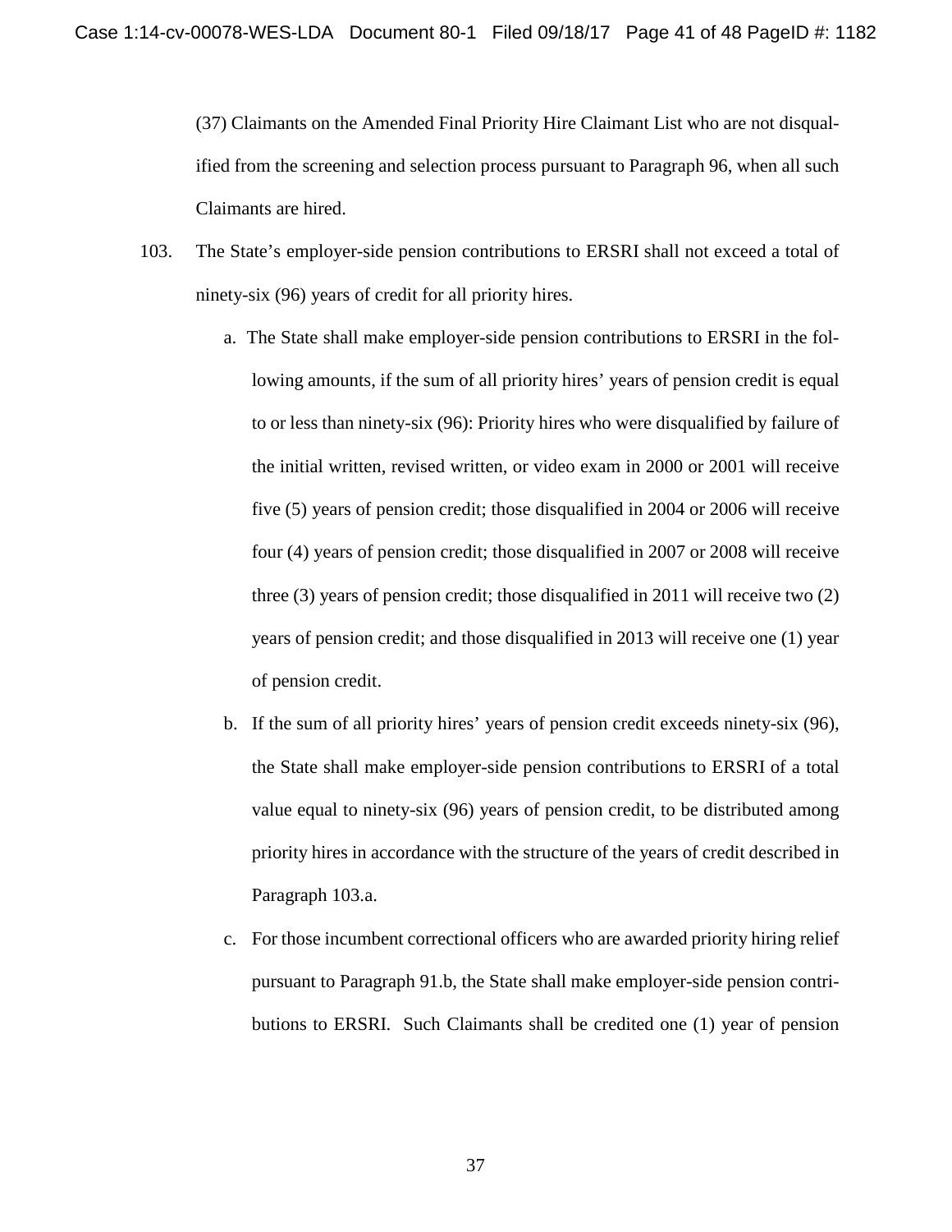(37) Claimants on the Amended Final Priority Hire Claimant List who are not disqualified from the screening and selection process pursuant to Paragraph 96, when all such Claimants are hired.

103. The State's employer-side pension contributions to ERSRI shall not exceed a total of ninety-six (96) years of credit for all priority hires.

   a. The State shall make employer-side pension contributions to ERSRI in the following amounts, if the sum of all priority hires' years of pension credit is equal to or less than ninety-six (96): Priority hires who were disqualified by failure of the initial written, revised written, or video exam in 2000 or 2001 will receive five (5) years of pension credit; those disqualified in 2004 or 2006 will receive four (4) years of pension credit; those disqualified in 2007 or 2008 will receive three (3) years of pension credit; those disqualified in 2011 will receive two (2) years of pension credit; and those disqualified in 2013 will receive one (1) year of pension credit.

   b. If the sum of all priority hires' years of pension credit exceeds ninety-six (96), the State shall make employer-side pension contributions to ERSRI of a total value equal to ninety-six (96) years of pension credit, to be distributed among priority hires in accordance with the structure of the years of credit described in Paragraph 103.a.

   c. For those incumbent correctional officers who are awarded priority hiring relief pursuant to Paragraph 91.b, the State shall make employer-side pension contributions to ERSRI. Such Claimants shall be credited one (1) year of pension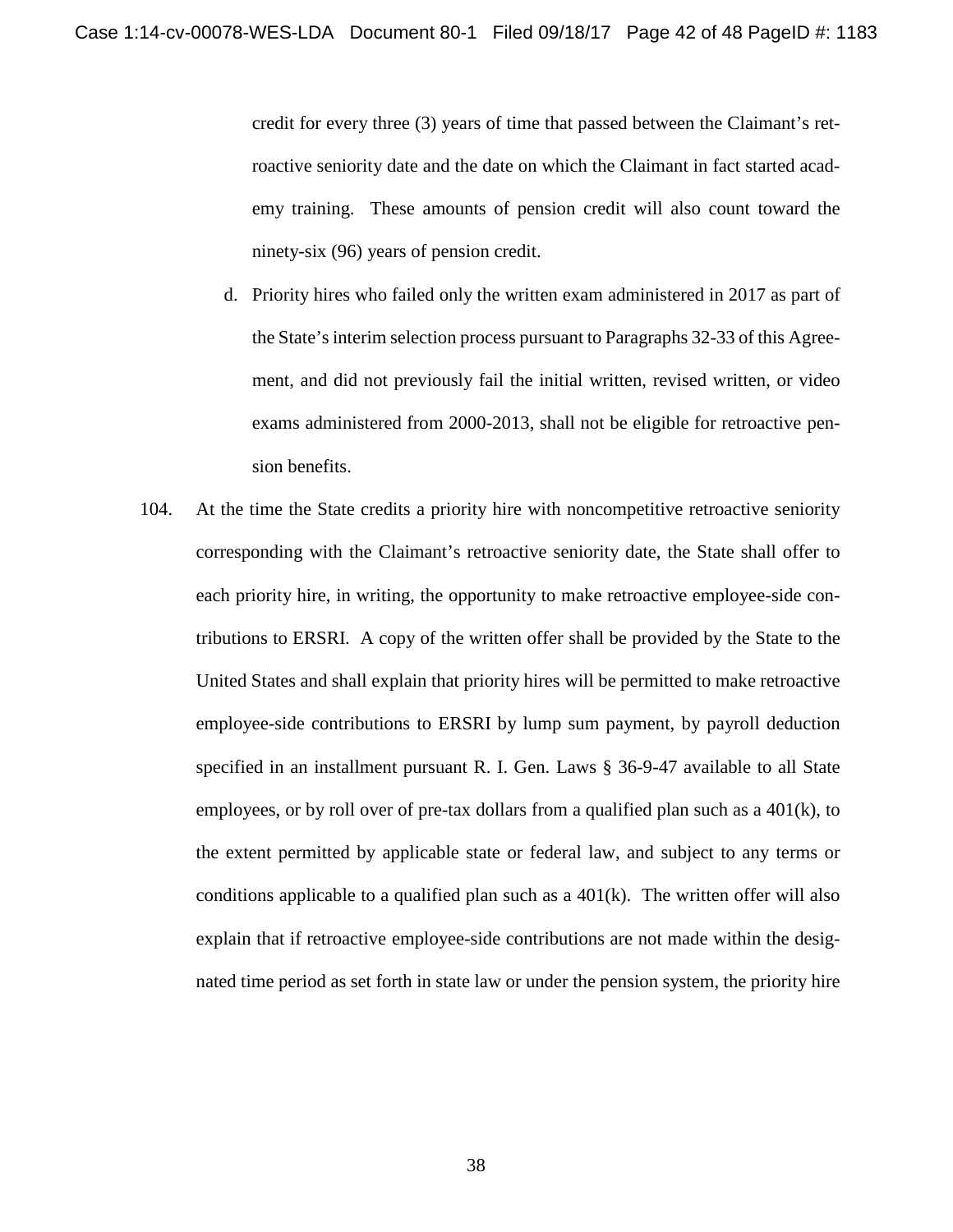credit for every three (3) years of time that passed between the Claimant's retroactive seniority date and the date on which the Claimant in fact started academy training. These amounts of pension credit will also count toward the ninety-six (96) years of pension credit.

d. Priority hires who failed only the written exam administered in 2017 as part of the State's interim selection process pursuant to Paragraphs 32-33 of this Agreement, and did not previously fail the initial written, revised written, or video exams administered from 2000-2013, shall not be eligible for retroactive pension benefits.

104. At the time the State credits a priority hire with noncompetitive retroactive seniority corresponding with the Claimant's retroactive seniority date, the State shall offer to each priority hire, in writing, the opportunity to make retroactive employee-side contributions to ERSRI. A copy of the written offer shall be provided by the State to the United States and shall explain that priority hires will be permitted to make retroactive employee-side contributions to ERSRI by lump sum payment, by payroll deduction specified in an installment pursuant R. I. Gen. Laws § 36-9-47 available to all State employees, or by roll over of pre-tax dollars from a qualified plan such as a 401(k), to the extent permitted by applicable state or federal law, and subject to any terms or conditions applicable to a qualified plan such as a 401(k). The written offer will also explain that if retroactive employee-side contributions are not made within the designated time period as set forth in state law or under the pension system, the priority hire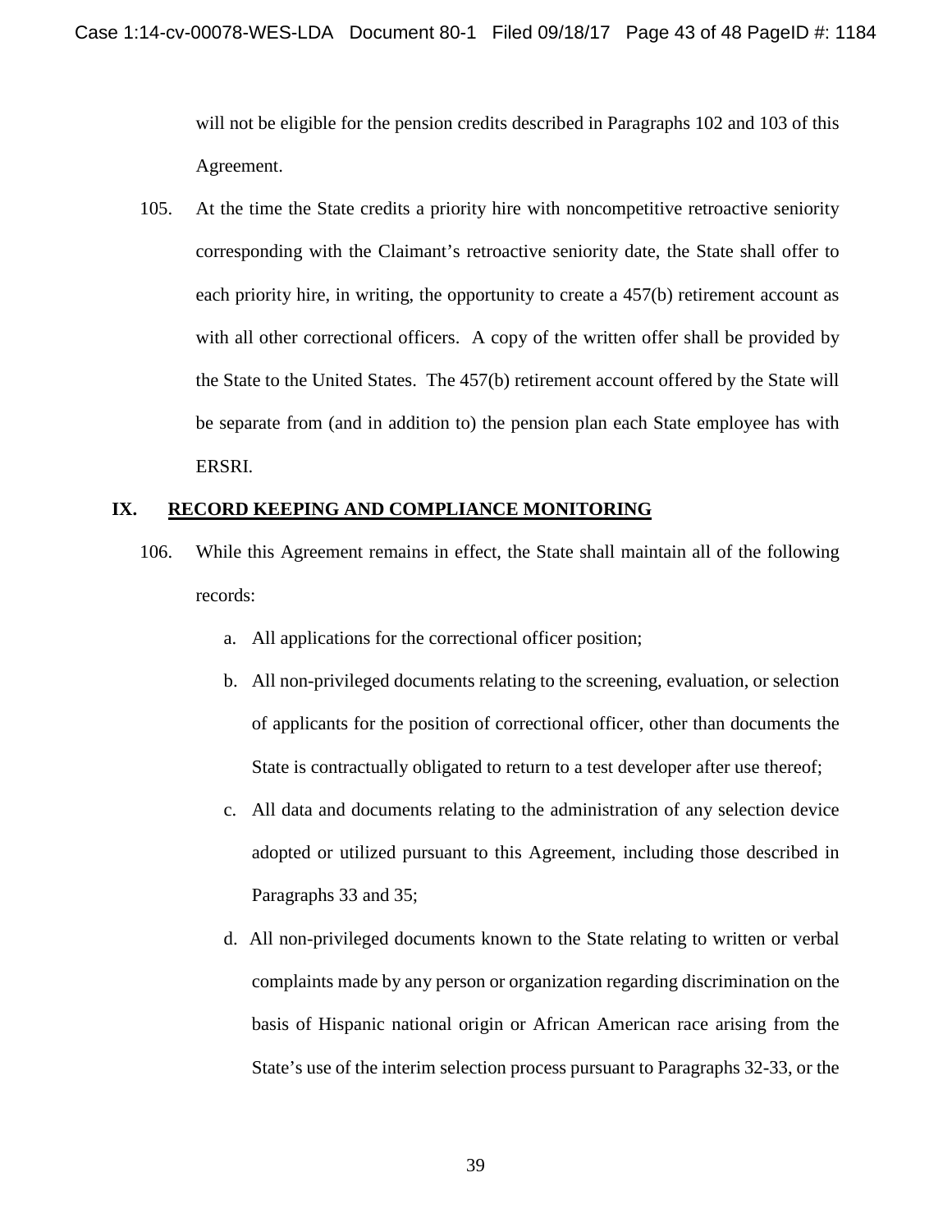will not be eligible for the pension credits described in Paragraphs 102 and 103 of this Agreement.

105. At the time the State credits a priority hire with noncompetitive retroactive seniority corresponding with the Claimant's retroactive seniority date, the State shall offer to each priority hire, in writing, the opportunity to create a 457(b) retirement account as with all other correctional officers. A copy of the written offer shall be provided by the State to the United States. The 457(b) retirement account offered by the State will be separate from (and in addition to) the pension plan each State employee has with ERSRI.

## IX. RECORD KEEPING AND COMPLIANCE MONITORING

106. While this Agreement remains in effect, the State shall maintain all of the following records:

   a. All applications for the correctional officer position;

   b. All non-privileged documents relating to the screening, evaluation, or selection of applicants for the position of correctional officer, other than documents the State is contractually obligated to return to a test developer after use thereof;

   c. All data and documents relating to the administration of any selection device adopted or utilized pursuant to this Agreement, including those described in Paragraphs 33 and 35;

   d. All non-privileged documents known to the State relating to written or verbal complaints made by any person or organization regarding discrimination on the basis of Hispanic national origin or African American race arising from the State's use of the interim selection process pursuant to Paragraphs 32-33, or the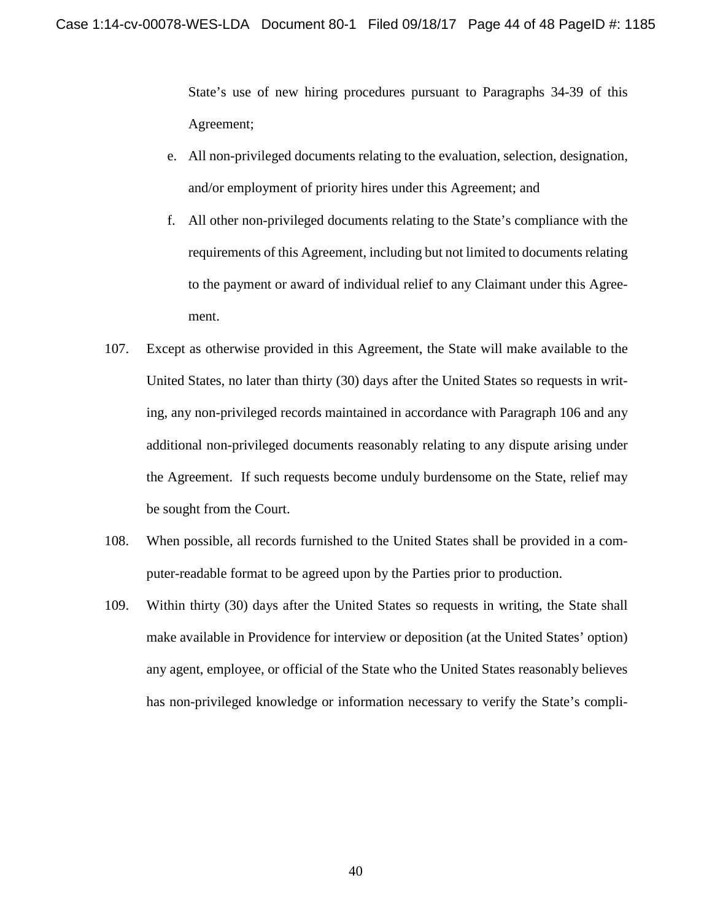State's use of new hiring procedures pursuant to Paragraphs 34-39 of this Agreement;

e. All non-privileged documents relating to the evaluation, selection, designation, and/or employment of priority hires under this Agreement; and

f. All other non-privileged documents relating to the State's compliance with the requirements of this Agreement, including but not limited to documents relating to the payment or award of individual relief to any Claimant under this Agreement.

107. Except as otherwise provided in this Agreement, the State will make available to the United States, no later than thirty (30) days after the United States so requests in writing, any non-privileged records maintained in accordance with Paragraph 106 and any additional non-privileged documents reasonably relating to any dispute arising under the Agreement. If such requests become unduly burdensome on the State, relief may be sought from the Court.

108. When possible, all records furnished to the United States shall be provided in a computer-readable format to be agreed upon by the Parties prior to production.

109. Within thirty (30) days after the United States so requests in writing, the State shall make available in Providence for interview or deposition (at the United States' option) any agent, employee, or official of the State who the United States reasonably believes has non-privileged knowledge or information necessary to verify the State's compli-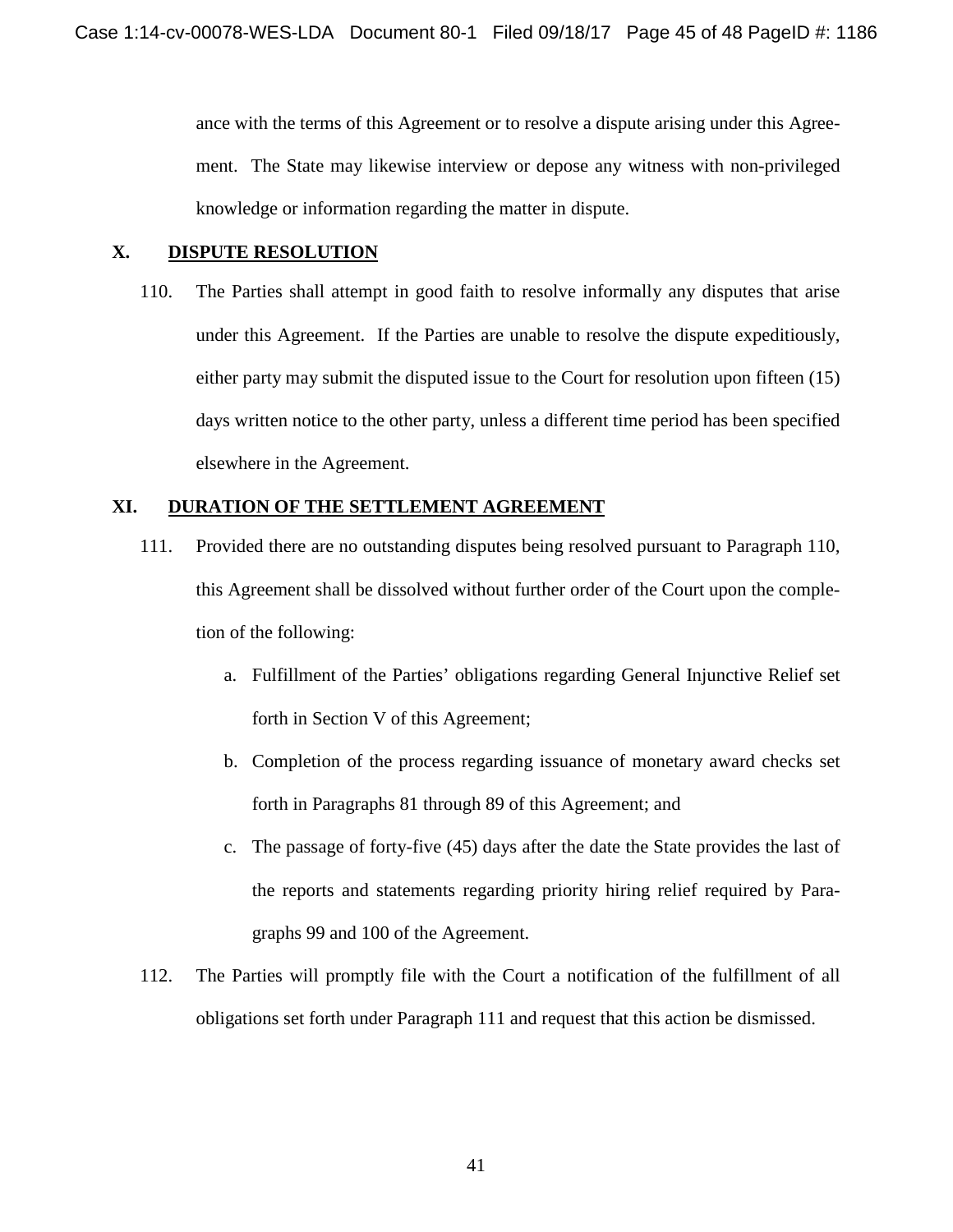ance with the terms of this Agreement or to resolve a dispute arising under this Agreement. The State may likewise interview or depose any witness with non-privileged knowledge or information regarding the matter in dispute.

## X. DISPUTE RESOLUTION

110. The Parties shall attempt in good faith to resolve informally any disputes that arise under this Agreement. If the Parties are unable to resolve the dispute expeditiously, either party may submit the disputed issue to the Court for resolution upon fifteen (15) days written notice to the other party, unless a different time period has been specified elsewhere in the Agreement.

## XI. DURATION OF THE SETTLEMENT AGREEMENT

111. Provided there are no outstanding disputes being resolved pursuant to Paragraph 110, this Agreement shall be dissolved without further order of the Court upon the completion of the following:

    a. Fulfillment of the Parties' obligations regarding General Injunctive Relief set forth in Section V of this Agreement;

    b. Completion of the process regarding issuance of monetary award checks set forth in Paragraphs 81 through 89 of this Agreement; and

    c. The passage of forty-five (45) days after the date the State provides the last of the reports and statements regarding priority hiring relief required by Paragraphs 99 and 100 of the Agreement.

112. The Parties will promptly file with the Court a notification of the fulfillment of all obligations set forth under Paragraph 111 and request that this action be dismissed.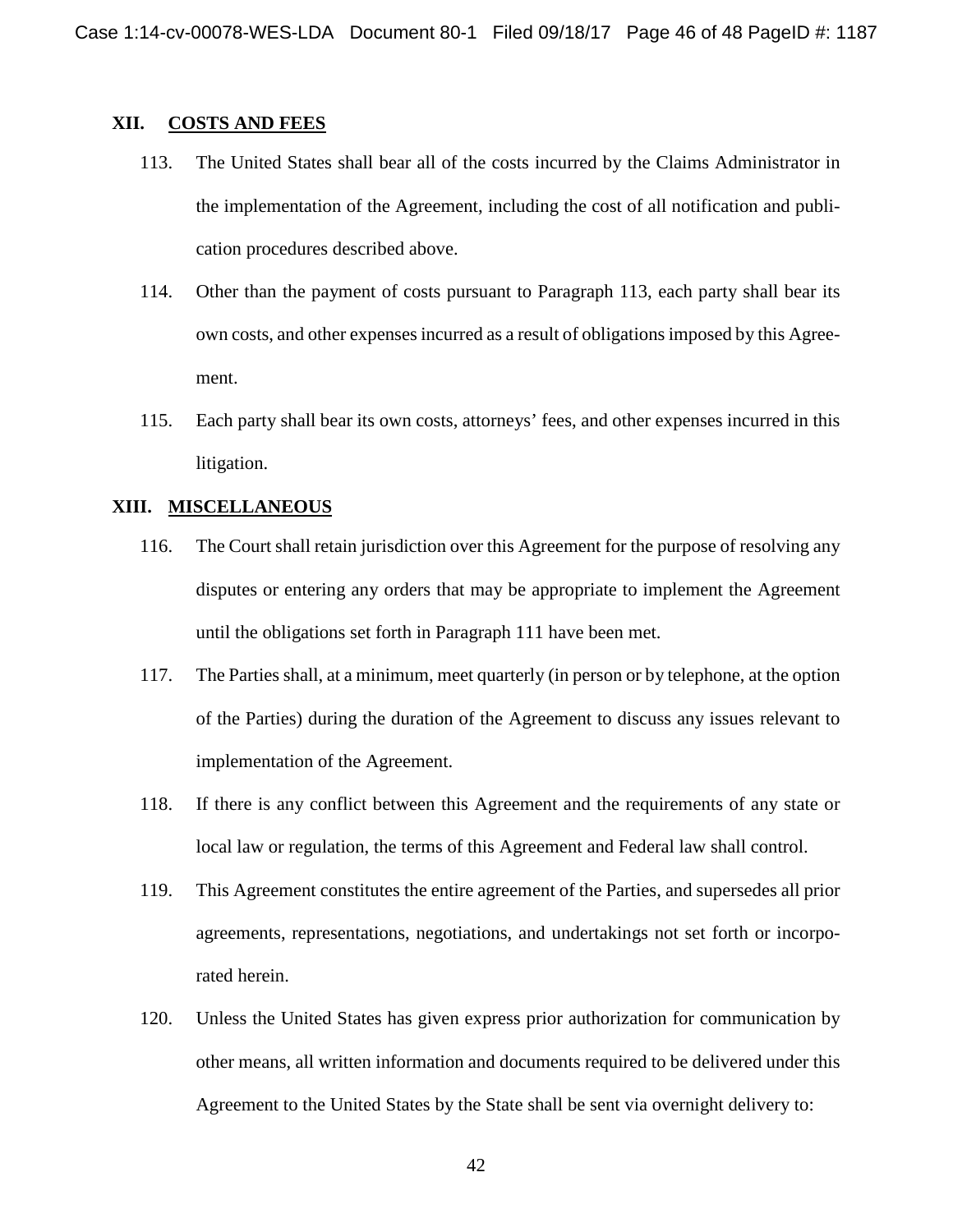## XII. COSTS AND FEES

113. The United States shall bear all of the costs incurred by the Claims Administrator in the implementation of the Agreement, including the cost of all notification and publication procedures described above.

114. Other than the payment of costs pursuant to Paragraph 113, each party shall bear its own costs, and other expenses incurred as a result of obligations imposed by this Agreement.

115. Each party shall bear its own costs, attorneys' fees, and other expenses incurred in this litigation.

## XIII. MISCELLANEOUS

116. The Court shall retain jurisdiction over this Agreement for the purpose of resolving any disputes or entering any orders that may be appropriate to implement the Agreement until the obligations set forth in Paragraph 111 have been met.

117. The Parties shall, at a minimum, meet quarterly (in person or by telephone, at the option of the Parties) during the duration of the Agreement to discuss any issues relevant to implementation of the Agreement.

118. If there is any conflict between this Agreement and the requirements of any state or local law or regulation, the terms of this Agreement and Federal law shall control.

119. This Agreement constitutes the entire agreement of the Parties, and supersedes all prior agreements, representations, negotiations, and undertakings not set forth or incorporated herein.

120. Unless the United States has given express prior authorization for communication by other means, all written information and documents required to be delivered under this Agreement to the United States by the State shall be sent via overnight delivery to: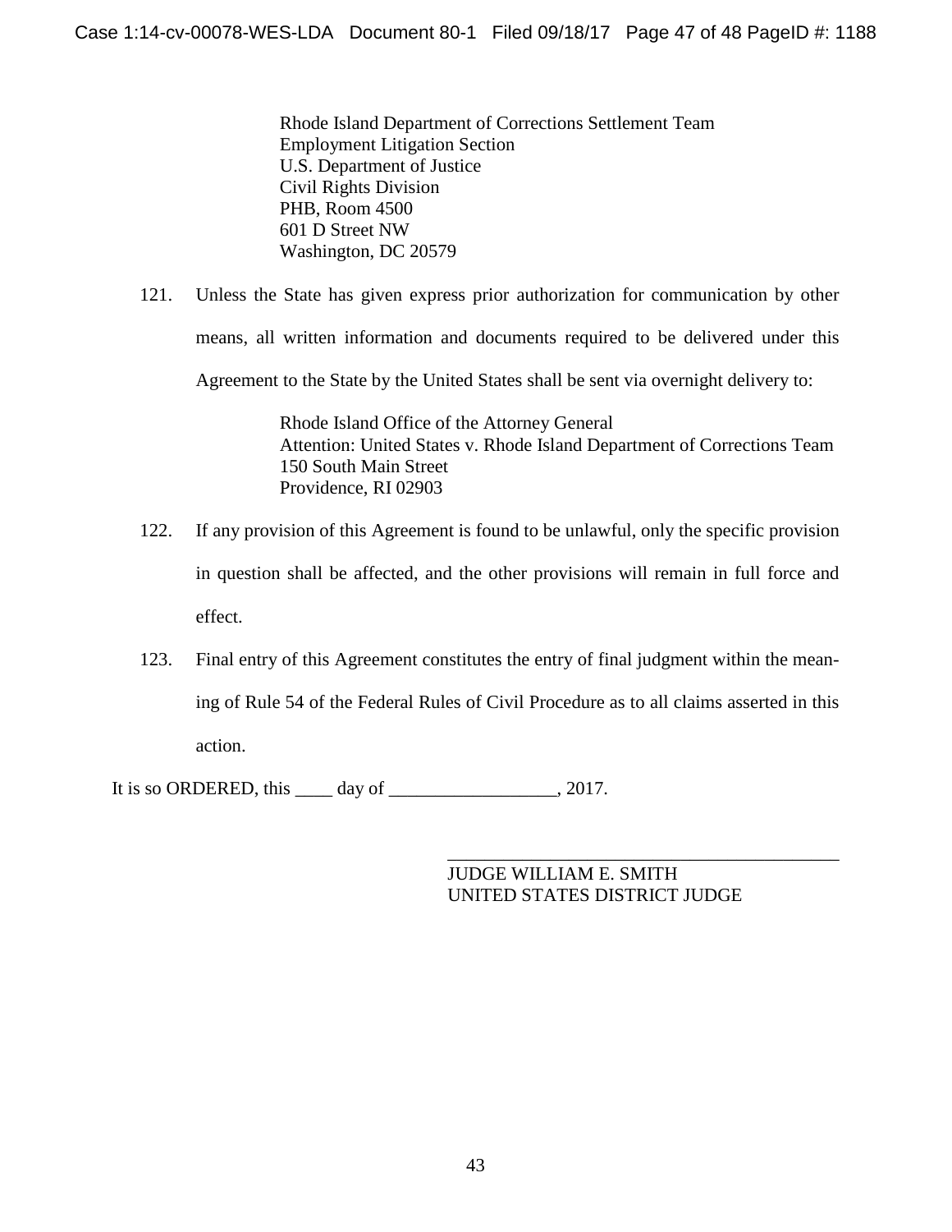Rhode Island Department of Corrections Settlement Team
Employment Litigation Section
U.S. Department of Justice
Civil Rights Division
PHB, Room 4500
601 D Street NW
Washington, DC 20579

121. Unless the State has given express prior authorization for communication by other means, all written information and documents required to be delivered under this Agreement to the State by the United States shall be sent via overnight delivery to:

Rhode Island Office of the Attorney General
Attention: United States v. Rhode Island Department of Corrections Team
150 South Main Street
Providence, RI 02903

122. If any provision of this Agreement is found to be unlawful, only the specific provision in question shall be affected, and the other provisions will remain in full force and effect.

123. Final entry of this Agreement constitutes the entry of final judgment within the meaning of Rule 54 of the Federal Rules of Civil Procedure as to all claims asserted in this action.

It is so ORDERED, this ____ day of __________________, 2017.

___________________________________________
JUDGE WILLIAM E. SMITH
UNITED STATES DISTRICT JUDGE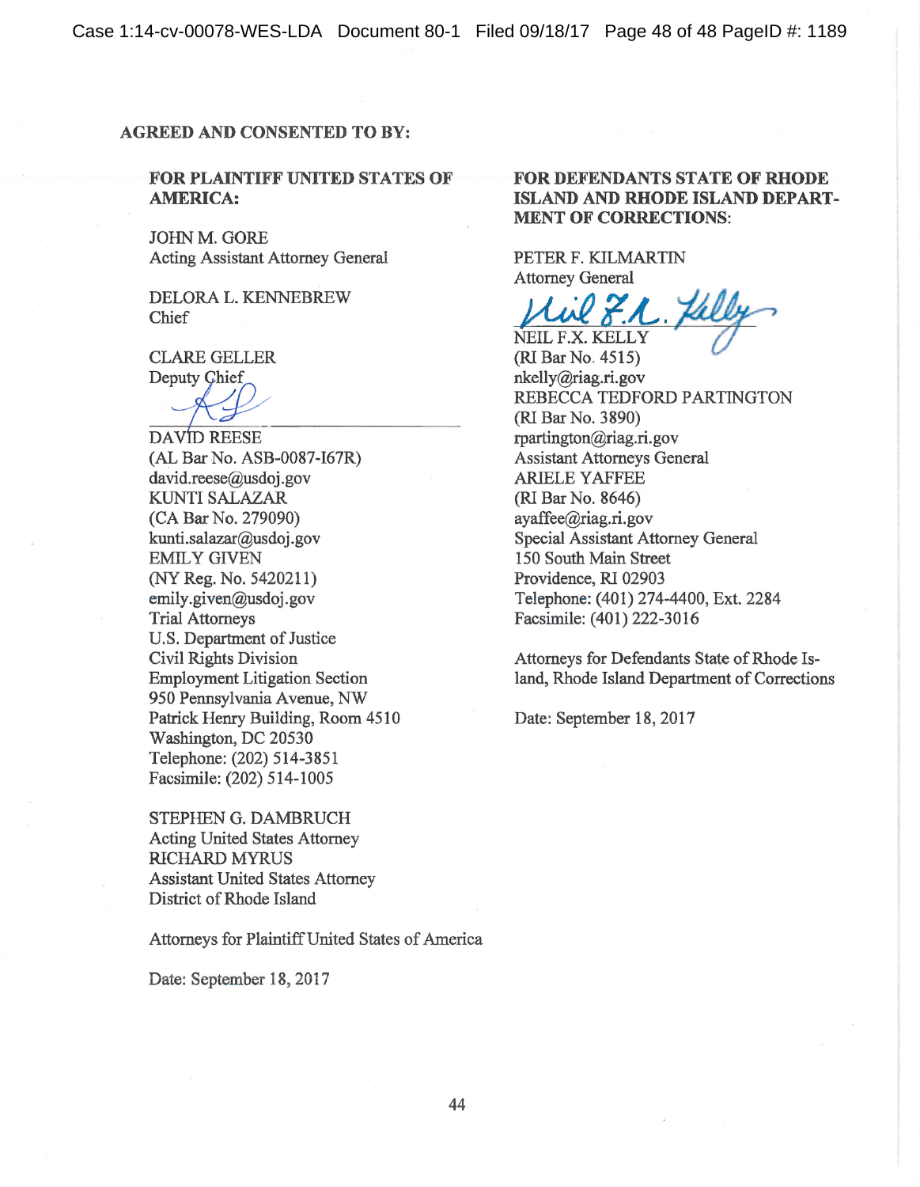**AGREED AND CONSENTED TO BY:**

**FOR PLAINTIFF UNITED STATES OF AMERICA:**

JOHN M. GORE
Acting Assistant Attorney General

DELORA L. KENNEBREW
Chief

CLARE GELLER
Deputy Chief

DAVID REESE
(AL Bar No. ASB-0087-I67R)
david.reese@usdoj.gov
KUNTI SALAZAR
(CA Bar No. 279090)
kunti.salazar@usdoj.gov
EMILY GIVEN
(NY Reg. No. 5420211)
emily.given@usdoj.gov
Trial Attorneys
U.S. Department of Justice
Civil Rights Division
Employment Litigation Section
950 Pennsylvania Avenue, NW
Patrick Henry Building, Room 4510
Washington, DC 20530
Telephone: (202) 514-3851
Facsimile: (202) 514-1005

STEPHEN G. DAMBRUCH
Acting United States Attorney
RICHARD MYRUS
Assistant United States Attorney
District of Rhode Island

Attorneys for Plaintiff United States of America

Date: September 18, 2017

**FOR DEFENDANTS STATE OF RHODE ISLAND AND RHODE ISLAND DEPARTMENT OF CORRECTIONS:**

PETER F. KILMARTIN
Attorney General

NEIL F.X. KELLY
(RI Bar No. 4515)
nkelly@riag.ri.gov
REBECCA TEDFORD PARTINGTON
(RI Bar No. 3890)
rpartington@riag.ri.gov
Assistant Attorneys General
ARIELE YAFFEE
(RI Bar No. 8646)
ayaffee@riag.ri.gov
Special Assistant Attorney General
150 South Main Street
Providence, RI 02903
Telephone: (401) 274-4400, Ext. 2284
Facsimile: (401) 222-3016

Attorneys for Defendants State of Rhode Island, Rhode Island Department of Corrections

Date: September 18, 2017